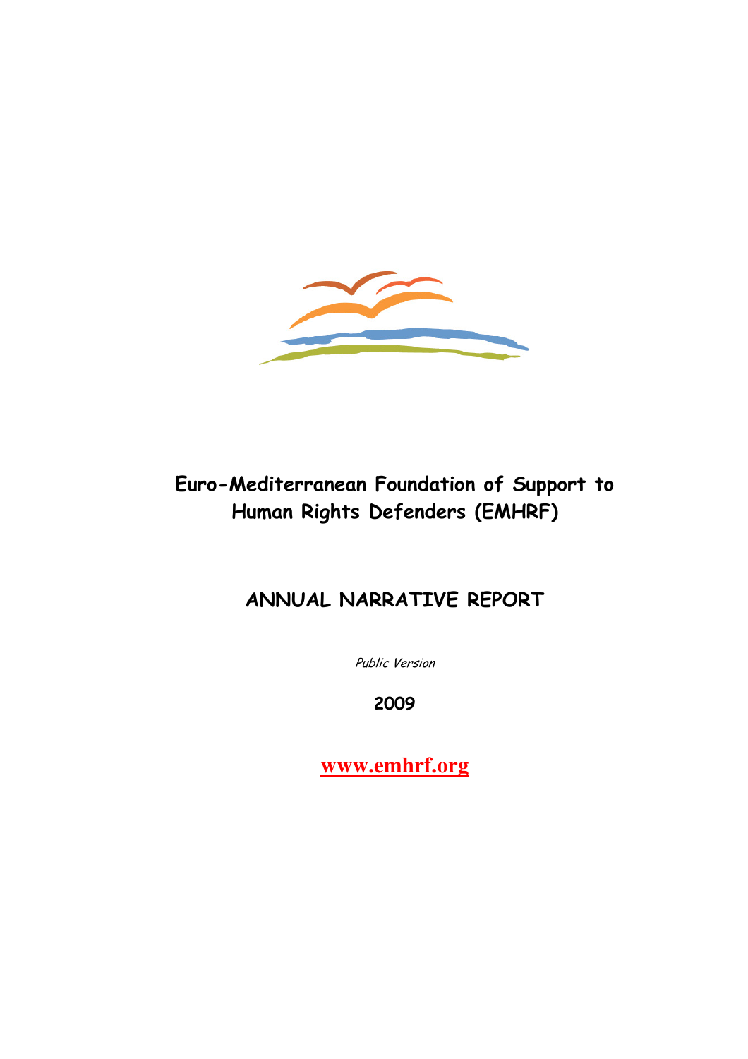# Euro-Mediterranean Foundation of Support to Human Rights Defenders (EMHRF)

## ANNUAL NARRATIVE REPORT

*Public Version*

**2009**

**www.emhrf.org**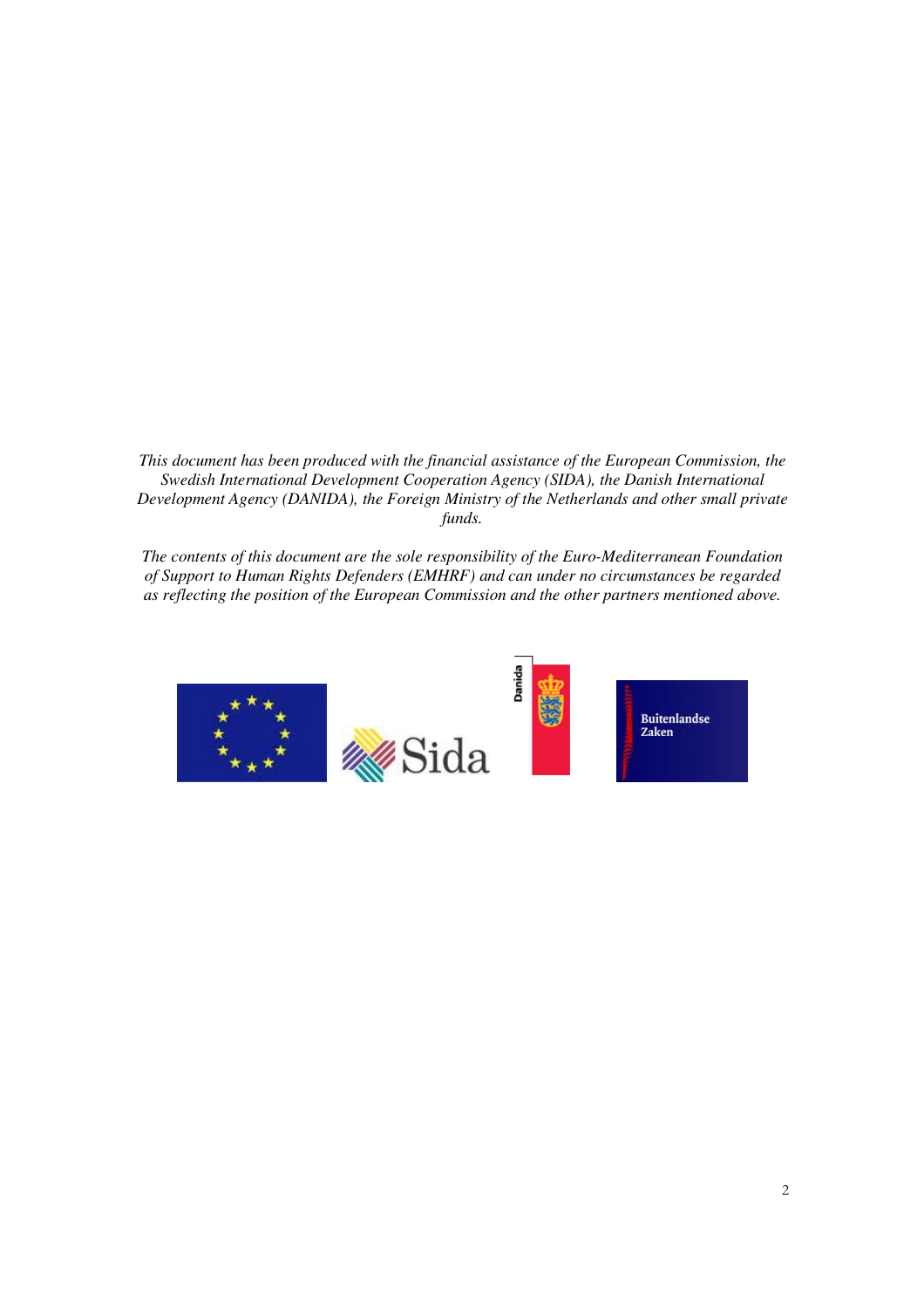*This document has been produced with the financial assistance of the European Commission, the Swedish International Development Cooperation Agency (SIDA), the Danish International Development Agency (DANIDA), the Foreign Ministry of the Netherlands and other small private funds.*

*The contents of this document are the sole responsibility of the Euro-Mediterranean Foundation of Support to Human Rights Defenders (EMHRF) and can under no circumstances be regarded as reflecting the position of the European Commission and the other partners mentioned above.*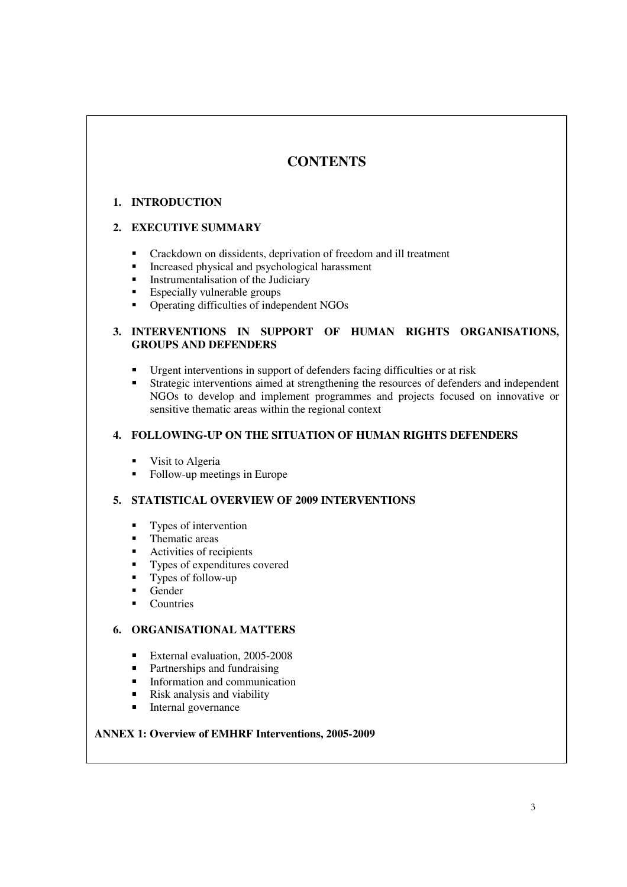# CONTENTS

1. **INTRODUCTION**

2. **EXECUTIVE SUMMARY**

   - Crackdown on dissidents, deprivation of freedom and ill treatment
   - Increased physical and psychological harassment
   - Instrumentalisation of the Judiciary
   - Especially vulnerable groups
   - Operating difficulties of independent NGOs

3. **INTERVENTIONS IN SUPPORT OF HUMAN RIGHTS ORGANISATIONS, GROUPS AND DEFENDERS**

   - Urgent interventions in support of defenders facing difficulties or at risk
   - Strategic interventions aimed at strengthening the resources of defenders and independent NGOs to develop and implement programmes and projects focused on innovative or sensitive thematic areas within the regional context

4. **FOLLOWING-UP ON THE SITUATION OF HUMAN RIGHTS DEFENDERS**

   - Visit to Algeria
   - Follow-up meetings in Europe

5. **STATISTICAL OVERVIEW OF 2009 INTERVENTIONS**

   - Types of intervention
   - Thematic areas
   - Activities of recipients
   - Types of expenditures covered
   - Types of follow-up
   - Gender
   - Countries

6. **ORGANISATIONAL MATTERS**

   - External evaluation, 2005-2008
   - Partnerships and fundraising
   - Information and communication
   - Risk analysis and viability
   - Internal governance

**ANNEX 1: Overview of EMHRF Interventions, 2005-2009**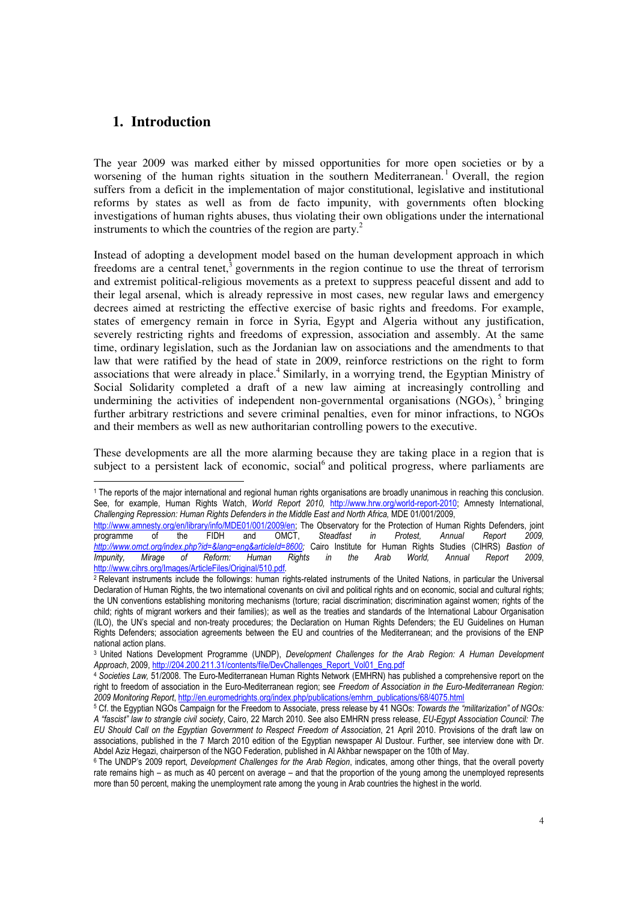# 1. Introduction

The year 2009 was marked either by missed opportunities for more open societies or by a worsening of the human rights situation in the southern Mediterranean.[1] Overall, the region suffers from a deficit in the implementation of major constitutional, legislative and institutional reforms by states as well as from de facto impunity, with governments often blocking investigations of human rights abuses, thus violating their own obligations under the international instruments to which the countries of the region are party.[2]

Instead of adopting a development model based on the human development approach in which freedoms are a central tenet,[3] governments in the region continue to use the threat of terrorism and extremist political-religious movements as a pretext to suppress peaceful dissent and add to their legal arsenal, which is already repressive in most cases, new regular laws and emergency decrees aimed at restricting the effective exercise of basic rights and freedoms. For example, states of emergency remain in force in Syria, Egypt and Algeria without any justification, severely restricting rights and freedoms of expression, association and assembly. At the same time, ordinary legislation, such as the Jordanian law on associations and the amendments to that law that were ratified by the head of state in 2009, reinforce restrictions on the right to form associations that were already in place.[4] Similarly, in a worrying trend, the Egyptian Ministry of Social Solidarity completed a draft of a new law aiming at increasingly controlling and undermining the activities of independent non-governmental organisations (NGOs),[5] bringing further arbitrary restrictions and severe criminal penalties, even for minor infractions, to NGOs and their members as well as new authoritarian controlling powers to the executive.

These developments are all the more alarming because they are taking place in a region that is subject to a persistent lack of economic, social[6] and political progress, where parliaments are

---

[1] The reports of the major international and regional human rights organisations are broadly unanimous in reaching this conclusion. See, for example, Human Rights Watch, *World Report 2010*, http://www.hrw.org/world-report-2010; Amnesty International, *Challenging Repression: Human Rights Defenders in the Middle East and North Africa*, MDE 01/001/2009, http://www.amnesty.org/en/library/info/MDE01/001/2009/en; The Observatory for the Protection of Human Rights Defenders, joint programme of the FIDH and OMCT, *Steadfast in Protest, Annual Report 2009*, *http://www.omct.org/index.php?id=&lang=eng&articleId=8600*; Cairo Institute for Human Rights Studies (CIHRS) *Bastion of Impunity, Mirage of Reform: Human Rights in the Arab World, Annual Report 2009*, http://www.cihrs.org/Images/ArticleFiles/Original/510.pdf.

[2] Relevant instruments include the followings: human rights-related instruments of the United Nations, in particular the Universal Declaration of Human Rights, the two international covenants on civil and political rights and on economic, social and cultural rights; the UN conventions establishing monitoring mechanisms (torture; racial discrimination; discrimination against women; rights of the child; rights of migrant workers and their families); as well as the treaties and standards of the International Labour Organisation (ILO), the UN's special and non-treaty procedures; the Declaration on Human Rights Defenders; the EU Guidelines on Human Rights Defenders; association agreements between the EU and countries of the Mediterranean; and the provisions of the ENP national action plans.

[3] United Nations Development Programme (UNDP), *Development Challenges for the Arab Region: A Human Development Approach*, 2009, http://204.200.211.31/contents/file/DevChallenges_Report_Vol01_Eng.pdf

[4] *Societies Law,* 51/2008. The Euro-Mediterranean Human Rights Network (EMHRN) has published a comprehensive report on the right to freedom of association in the Euro-Mediterranean region; see *Freedom of Association in the Euro-Mediterranean Region: 2009 Monitoring Report*, http://en.euromedrights.org/index.php/publications/emhrn_publications/68/4075.html

[5] Cf. the Egyptian NGOs Campaign for the Freedom to Associate, press release by 41 NGOs: *Towards the "militarization" of NGOs: A "fascist" law to strangle civil society*, Cairo, 22 March 2010. See also EMHRN press release, *EU-Egypt Association Council: The EU Should Call on the Egyptian Government to Respect Freedom of Association*, 21 April 2010. Provisions of the draft law on associations, published in the 7 March 2010 edition of the Egyptian newspaper Al Dustour. Further, see interview done with Dr. Abdel Aziz Hegazi, chairperson of the NGO Federation, published in Al Akhbar newspaper on the 10th of May.

[6] The UNDP's 2009 report, *Development Challenges for the Arab Region*, indicates, among other things, that the overall poverty rate remains high – as much as 40 percent on average – and that the proportion of the young among the unemployed represents more than 50 percent, making the unemployment rate among the young in Arab countries the highest in the world.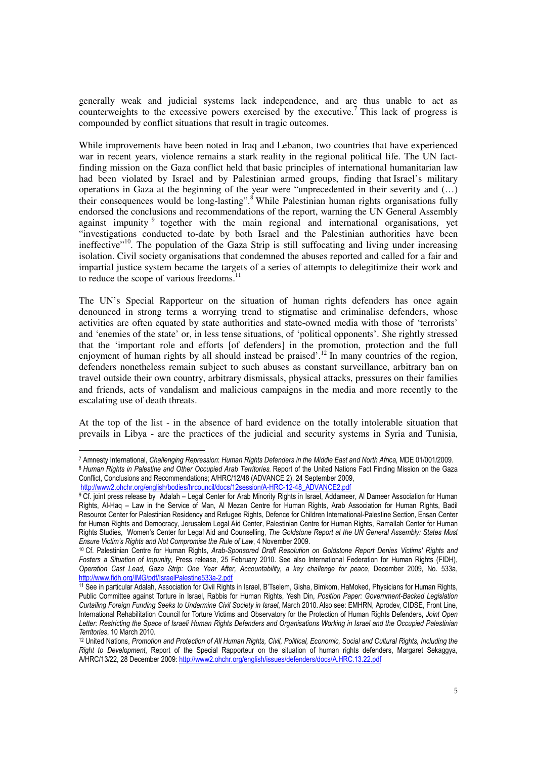generally weak and judicial systems lack independence, and are thus unable to act as counterweights to the excessive powers exercised by the executive.[7] This lack of progress is compounded by conflict situations that result in tragic outcomes.

While improvements have been noted in Iraq and Lebanon, two countries that have experienced war in recent years, violence remains a stark reality in the regional political life. The UN fact-finding mission on the Gaza conflict held that basic principles of international humanitarian law had been violated by Israel and by Palestinian armed groups, finding that Israel's military operations in Gaza at the beginning of the year were "unprecedented in their severity and (…) their consequences would be long-lasting".[8] While Palestinian human rights organisations fully endorsed the conclusions and recommendations of the report, warning the UN General Assembly against impunity[9] together with the main regional and international organisations, yet "investigations conducted to-date by both Israel and the Palestinian authorities have been ineffective"[10]. The population of the Gaza Strip is still suffocating and living under increasing isolation. Civil society organisations that condemned the abuses reported and called for a fair and impartial justice system became the targets of a series of attempts to delegitimize their work and to reduce the scope of various freedoms.[11]

The UN's Special Rapporteur on the situation of human rights defenders has once again denounced in strong terms a worrying trend to stigmatise and criminalise defenders, whose activities are often equated by state authorities and state-owned media with those of 'terrorists' and 'enemies of the state' or, in less tense situations, of 'political opponents'. She rightly stressed that the 'important role and efforts [of defenders] in the promotion, protection and the full enjoyment of human rights by all should instead be praised'.[12] In many countries of the region, defenders nonetheless remain subject to such abuses as constant surveillance, arbitrary ban on travel outside their own country, arbitrary dismissals, physical attacks, pressures on their families and friends, acts of vandalism and malicious campaigns in the media and more recently to the escalating use of death threats.

At the top of the list - in the absence of hard evidence on the totally intolerable situation that prevails in Libya - are the practices of the judicial and security systems in Syria and Tunisia,

---

[7] Amnesty International, *Challenging Repression: Human Rights Defenders in the Middle East and North Africa,* MDE 01/001/2009.

[8] *Human Rights in Palestine and Other Occupied Arab Territories.* Report of the United Nations Fact Finding Mission on the Gaza Conflict, Conclusions and Recommendations; A/HRC/12/48 (ADVANCE 2), 24 September 2009, http://www2.ohchr.org/english/bodies/hrcouncil/docs/12session/A-HRC-12-48_ADVANCE2.pdf

[9] Cf. joint press release by Adalah – Legal Center for Arab Minority Rights in Israel, Addameer, Al Dameer Association for Human Rights, Al-Haq – Law in the Service of Man, Al Mezan Centre for Human Rights, Arab Association for Human Rights, Badil Resource Center for Palestinian Residency and Refugee Rights, Defence for Children International-Palestine Section, Ensan Center for Human Rights and Democracy, Jerusalem Legal Aid Center, Palestinian Centre for Human Rights, Ramallah Center for Human Rights Studies, Women's Center for Legal Aid and Counselling, *The Goldstone Report at the UN General Assembly: States Must Ensure Victim's Rights and Not Compromise the Rule of Law*, 4 November 2009.

[10] Cf. Palestinian Centre for Human Rights, *Arab-Sponsored Draft Resolution on Goldstone Report Denies Victims' Rights and Fosters a Situation of Impunity*, Press release, 25 February 2010. See also International Federation for Human Rights (FIDH), *Operation Cast Lead, Gaza Strip: One Year After, Accountability, a key challenge for peace*, December 2009, No. 533a, http://www.fidh.org/IMG/pdf/IsraelPalestine533a-2.pdf

[11] See in particular Adalah, Association for Civil Rights in Israel, B'Tselem, Gisha, Bimkom, HaMoked, Physicians for Human Rights, Public Committee against Torture in Israel, Rabbis for Human Rights, Yesh Din, *Position Paper: Government-Backed Legislation Curtailing Foreign Funding Seeks to Undermine Civil Society in Israel*, March 2010. Also see: EMHRN, Aprodev, CIDSE, Front Line, International Rehabilitation Council for Torture Victims and Observatory for the Protection of Human Rights Defenders, *Joint Open Letter: Restricting the Space of Israeli Human Rights Defenders and Organisations Working in Israel and the Occupied Palestinian Territories*, 10 March 2010.

[12] United Nations, *Promotion and Protection of All Human Rights, Civil, Political, Economic, Social and Cultural Rights, Including the Right to Development*, Report of the Special Rapporteur on the situation of human rights defenders, Margaret Sekaggya, A/HRC/13/22, 28 December 2009: http://www2.ohchr.org/english/issues/defenders/docs/A.HRC.13.22.pdf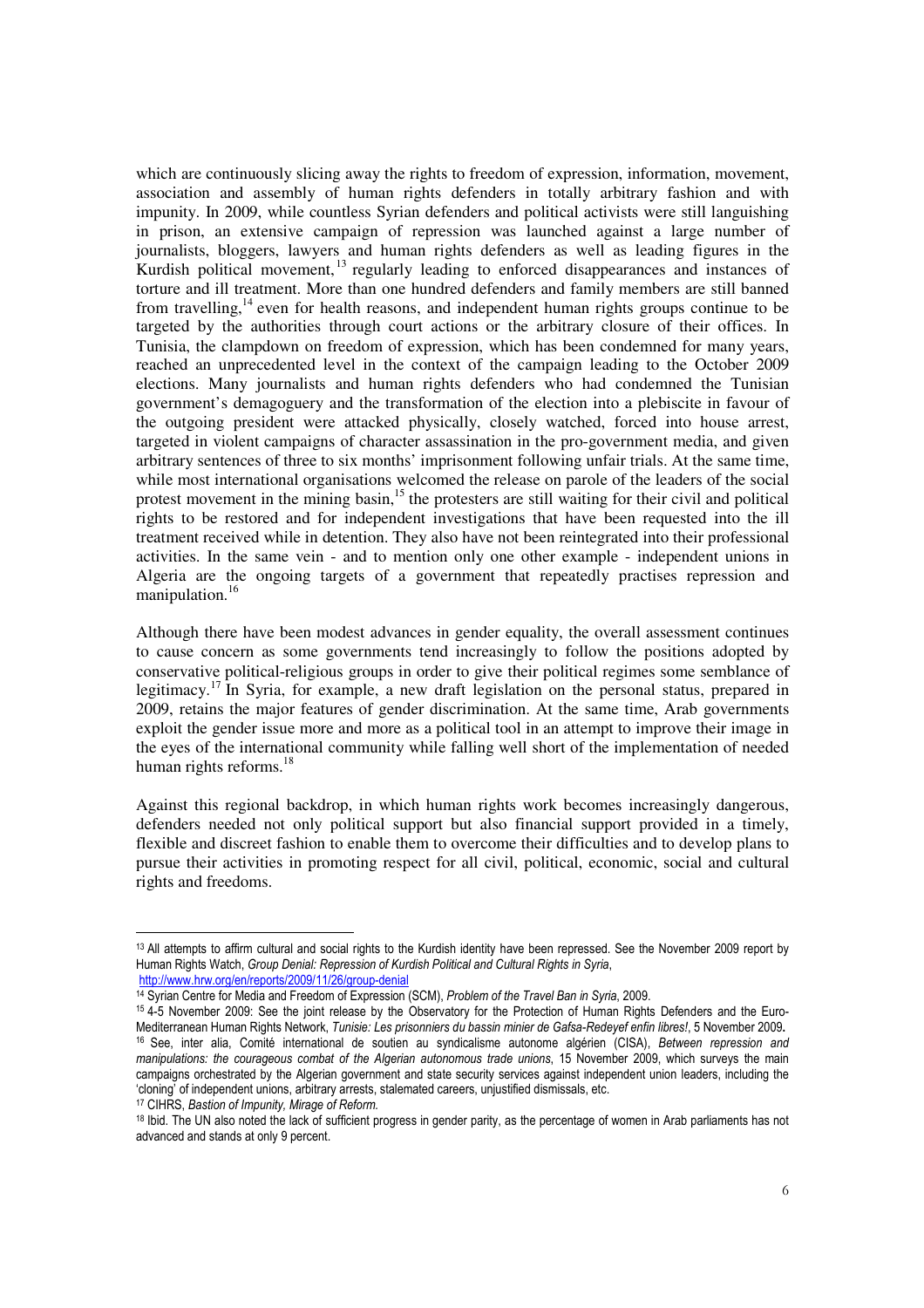which are continuously slicing away the rights to freedom of expression, information, movement, association and assembly of human rights defenders in totally arbitrary fashion and with impunity. In 2009, while countless Syrian defenders and political activists were still languishing in prison, an extensive campaign of repression was launched against a large number of journalists, bloggers, lawyers and human rights defenders as well as leading figures in the Kurdish political movement,[13] regularly leading to enforced disappearances and instances of torture and ill treatment. More than one hundred defenders and family members are still banned from travelling,[14] even for health reasons, and independent human rights groups continue to be targeted by the authorities through court actions or the arbitrary closure of their offices. In Tunisia, the clampdown on freedom of expression, which has been condemned for many years, reached an unprecedented level in the context of the campaign leading to the October 2009 elections. Many journalists and human rights defenders who had condemned the Tunisian government's demagoguery and the transformation of the election into a plebiscite in favour of the outgoing president were attacked physically, closely watched, forced into house arrest, targeted in violent campaigns of character assassination in the pro-government media, and given arbitrary sentences of three to six months' imprisonment following unfair trials. At the same time, while most international organisations welcomed the release on parole of the leaders of the social protest movement in the mining basin,[15] the protesters are still waiting for their civil and political rights to be restored and for independent investigations that have been requested into the ill treatment received while in detention. They also have not been reintegrated into their professional activities. In the same vein - and to mention only one other example - independent unions in Algeria are the ongoing targets of a government that repeatedly practises repression and manipulation.[16]

Although there have been modest advances in gender equality, the overall assessment continues to cause concern as some governments tend increasingly to follow the positions adopted by conservative political-religious groups in order to give their political regimes some semblance of legitimacy.[17] In Syria, for example, a new draft legislation on the personal status, prepared in 2009, retains the major features of gender discrimination. At the same time, Arab governments exploit the gender issue more and more as a political tool in an attempt to improve their image in the eyes of the international community while falling well short of the implementation of needed human rights reforms.[18]

Against this regional backdrop, in which human rights work becomes increasingly dangerous, defenders needed not only political support but also financial support provided in a timely, flexible and discreet fashion to enable them to overcome their difficulties and to develop plans to pursue their activities in promoting respect for all civil, political, economic, social and cultural rights and freedoms.

---

[13] All attempts to affirm cultural and social rights to the Kurdish identity have been repressed. See the November 2009 report by Human Rights Watch, *Group Denial: Repression of Kurdish Political and Cultural Rights in Syria*, http://www.hrw.org/en/reports/2009/11/26/group-denial

[14] Syrian Centre for Media and Freedom of Expression (SCM), *Problem of the Travel Ban in Syria*, 2009.

[15] 4-5 November 2009: See the joint release by the Observatory for the Protection of Human Rights Defenders and the Euro-Mediterranean Human Rights Network, *Tunisie: Les prisonniers du bassin minier de Gafsa-Redeyef enfin libres!*, 5 November 2009.

[16] See, inter alia, Comité international de soutien au syndicalisme autonome algérien (CISA), *Between repression and manipulations: the courageous combat of the Algerian autonomous trade unions*, 15 November 2009, which surveys the main campaigns orchestrated by the Algerian government and state security services against independent union leaders, including the 'cloning' of independent unions, arbitrary arrests, stalemated careers, unjustified dismissals, etc.

[17] CIHRS, *Bastion of Impunity, Mirage of Reform.*

[18] Ibid. The UN also noted the lack of sufficient progress in gender parity, as the percentage of women in Arab parliaments has not advanced and stands at only 9 percent.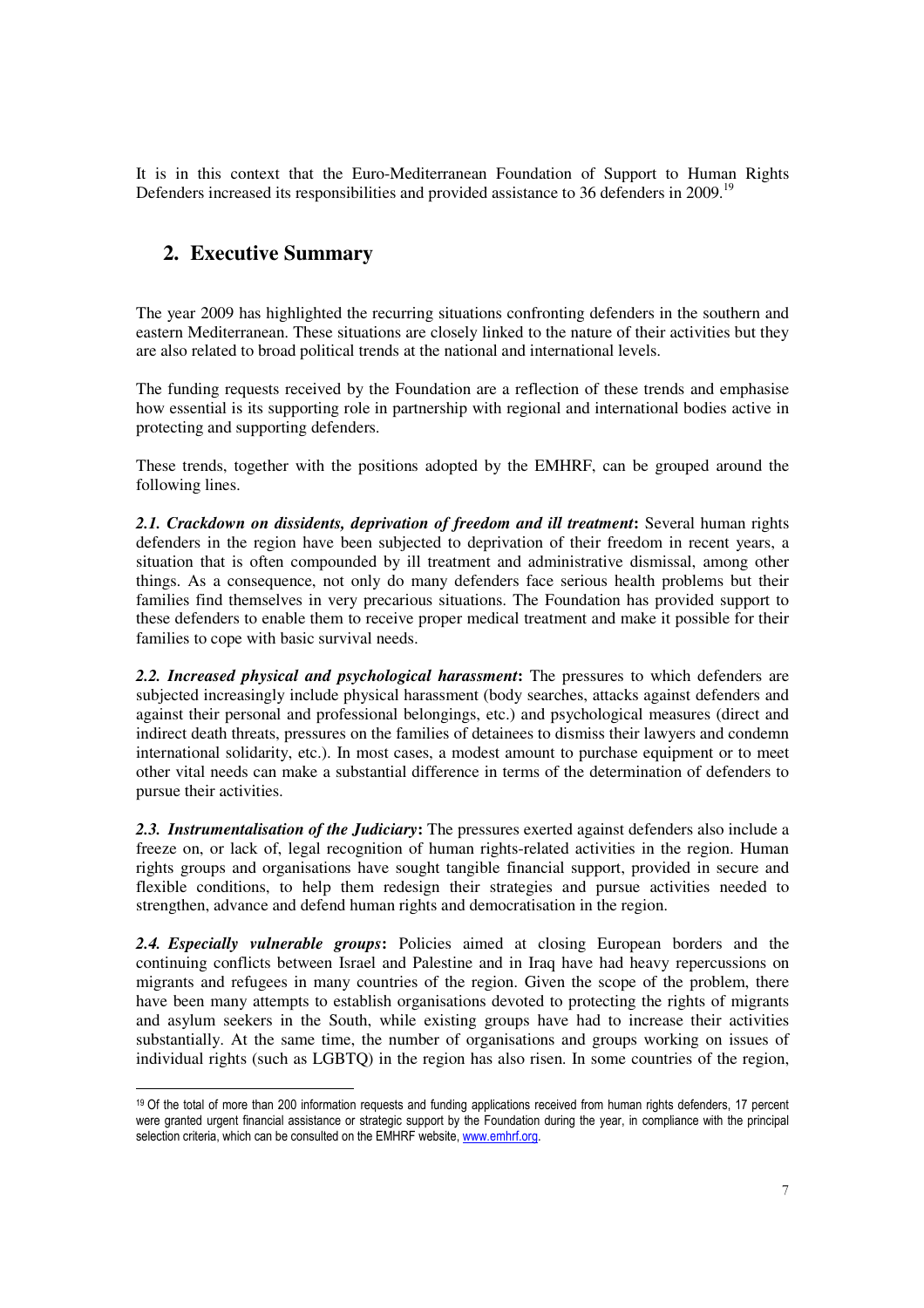It is in this context that the Euro-Mediterranean Foundation of Support to Human Rights Defenders increased its responsibilities and provided assistance to 36 defenders in 2009.[19]

## 2. Executive Summary

The year 2009 has highlighted the recurring situations confronting defenders in the southern and eastern Mediterranean. These situations are closely linked to the nature of their activities but they are also related to broad political trends at the national and international levels.

The funding requests received by the Foundation are a reflection of these trends and emphasise how essential is its supporting role in partnership with regional and international bodies active in protecting and supporting defenders.

These trends, together with the positions adopted by the EMHRF, can be grouped around the following lines.

***2.1. Crackdown on dissidents, deprivation of freedom and ill treatment*:** Several human rights defenders in the region have been subjected to deprivation of their freedom in recent years, a situation that is often compounded by ill treatment and administrative dismissal, among other things. As a consequence, not only do many defenders face serious health problems but their families find themselves in very precarious situations. The Foundation has provided support to these defenders to enable them to receive proper medical treatment and make it possible for their families to cope with basic survival needs.

***2.2. Increased physical and psychological harassment*:** The pressures to which defenders are subjected increasingly include physical harassment (body searches, attacks against defenders and against their personal and professional belongings, etc.) and psychological measures (direct and indirect death threats, pressures on the families of detainees to dismiss their lawyers and condemn international solidarity, etc.). In most cases, a modest amount to purchase equipment or to meet other vital needs can make a substantial difference in terms of the determination of defenders to pursue their activities.

***2.3. Instrumentalisation of the Judiciary*:** The pressures exerted against defenders also include a freeze on, or lack of, legal recognition of human rights-related activities in the region. Human rights groups and organisations have sought tangible financial support, provided in secure and flexible conditions, to help them redesign their strategies and pursue activities needed to strengthen, advance and defend human rights and democratisation in the region.

***2.4. Especially vulnerable groups*:** Policies aimed at closing European borders and the continuing conflicts between Israel and Palestine and in Iraq have had heavy repercussions on migrants and refugees in many countries of the region. Given the scope of the problem, there have been many attempts to establish organisations devoted to protecting the rights of migrants and asylum seekers in the South, while existing groups have had to increase their activities substantially. At the same time, the number of organisations and groups working on issues of individual rights (such as LGBTQ) in the region has also risen. In some countries of the region,

---

[19] Of the total of more than 200 information requests and funding applications received from human rights defenders, 17 percent were granted urgent financial assistance or strategic support by the Foundation during the year, in compliance with the principal selection criteria, which can be consulted on the EMHRF website, www.emhrf.org.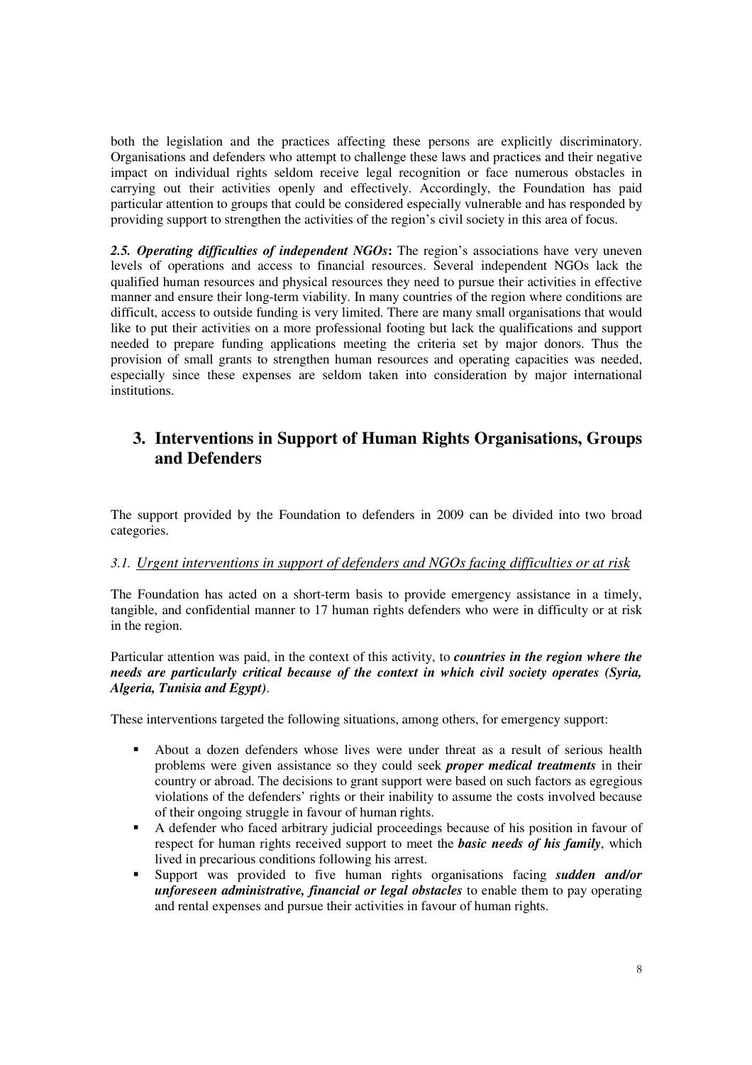both the legislation and the practices affecting these persons are explicitly discriminatory. Organisations and defenders who attempt to challenge these laws and practices and their negative impact on individual rights seldom receive legal recognition or face numerous obstacles in carrying out their activities openly and effectively. Accordingly, the Foundation has paid particular attention to groups that could be considered especially vulnerable and has responded by providing support to strengthen the activities of the region's civil society in this area of focus.

***2.5. Operating difficulties of independent NGOs*:** The region's associations have very uneven levels of operations and access to financial resources. Several independent NGOs lack the qualified human resources and physical resources they need to pursue their activities in effective manner and ensure their long-term viability. In many countries of the region where conditions are difficult, access to outside funding is very limited. There are many small organisations that would like to put their activities on a more professional footing but lack the qualifications and support needed to prepare funding applications meeting the criteria set by major donors. Thus the provision of small grants to strengthen human resources and operating capacities was needed, especially since these expenses are seldom taken into consideration by major international institutions.

# 3. Interventions in Support of Human Rights Organisations, Groups and Defenders

The support provided by the Foundation to defenders in 2009 can be divided into two broad categories.

### *3.1. Urgent interventions in support of defenders and NGOs facing difficulties or at risk*

The Foundation has acted on a short-term basis to provide emergency assistance in a timely, tangible, and confidential manner to 17 human rights defenders who were in difficulty or at risk in the region.

Particular attention was paid, in the context of this activity, to ***countries in the region where the needs are particularly critical because of the context in which civil society operates (Syria, Algeria, Tunisia and Egypt)***.

These interventions targeted the following situations, among others, for emergency support:

- About a dozen defenders whose lives were under threat as a result of serious health problems were given assistance so they could seek ***proper medical treatments*** in their country or abroad. The decisions to grant support were based on such factors as egregious violations of the defenders' rights or their inability to assume the costs involved because of their ongoing struggle in favour of human rights.
- A defender who faced arbitrary judicial proceedings because of his position in favour of respect for human rights received support to meet the ***basic needs of his family***, which lived in precarious conditions following his arrest.
- Support was provided to five human rights organisations facing ***sudden and/or unforeseen administrative, financial or legal obstacles*** to enable them to pay operating and rental expenses and pursue their activities in favour of human rights.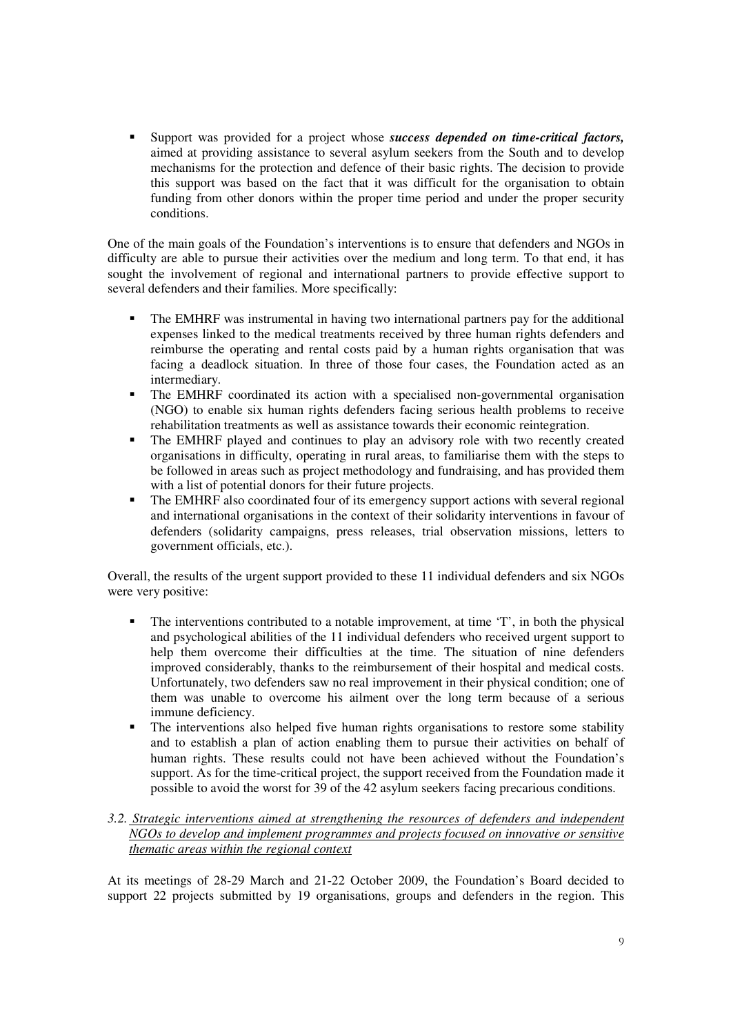- Support was provided for a project whose ***success depended on time-critical factors,*** aimed at providing assistance to several asylum seekers from the South and to develop mechanisms for the protection and defence of their basic rights. The decision to provide this support was based on the fact that it was difficult for the organisation to obtain funding from other donors within the proper time period and under the proper security conditions.

One of the main goals of the Foundation's interventions is to ensure that defenders and NGOs in difficulty are able to pursue their activities over the medium and long term. To that end, it has sought the involvement of regional and international partners to provide effective support to several defenders and their families. More specifically:

- The EMHRF was instrumental in having two international partners pay for the additional expenses linked to the medical treatments received by three human rights defenders and reimburse the operating and rental costs paid by a human rights organisation that was facing a deadlock situation. In three of those four cases, the Foundation acted as an intermediary.
- The EMHRF coordinated its action with a specialised non-governmental organisation (NGO) to enable six human rights defenders facing serious health problems to receive rehabilitation treatments as well as assistance towards their economic reintegration.
- The EMHRF played and continues to play an advisory role with two recently created organisations in difficulty, operating in rural areas, to familiarise them with the steps to be followed in areas such as project methodology and fundraising, and has provided them with a list of potential donors for their future projects.
- The EMHRF also coordinated four of its emergency support actions with several regional and international organisations in the context of their solidarity interventions in favour of defenders (solidarity campaigns, press releases, trial observation missions, letters to government officials, etc.).

Overall, the results of the urgent support provided to these 11 individual defenders and six NGOs were very positive:

- The interventions contributed to a notable improvement, at time 'T', in both the physical and psychological abilities of the 11 individual defenders who received urgent support to help them overcome their difficulties at the time. The situation of nine defenders improved considerably, thanks to the reimbursement of their hospital and medical costs. Unfortunately, two defenders saw no real improvement in their physical condition; one of them was unable to overcome his ailment over the long term because of a serious immune deficiency.
- The interventions also helped five human rights organisations to restore some stability and to establish a plan of action enabling them to pursue their activities on behalf of human rights. These results could not have been achieved without the Foundation's support. As for the time-critical project, the support received from the Foundation made it possible to avoid the worst for 39 of the 42 asylum seekers facing precarious conditions.

### *3.2. Strategic interventions aimed at strengthening the resources of defenders and independent NGOs to develop and implement programmes and projects focused on innovative or sensitive thematic areas within the regional context*

At its meetings of 28-29 March and 21-22 October 2009, the Foundation's Board decided to support 22 projects submitted by 19 organisations, groups and defenders in the region. This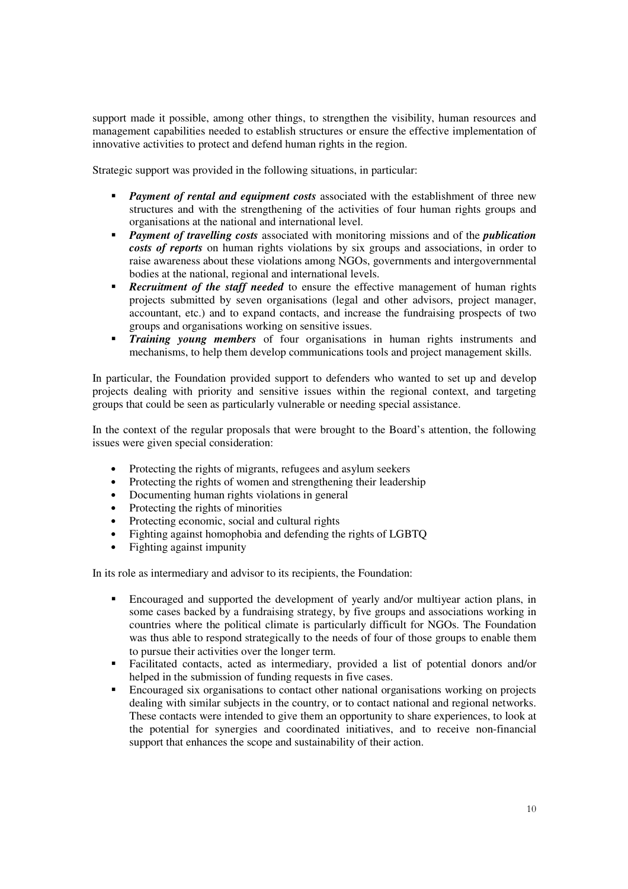support made it possible, among other things, to strengthen the visibility, human resources and management capabilities needed to establish structures or ensure the effective implementation of innovative activities to protect and defend human rights in the region.

Strategic support was provided in the following situations, in particular:

- ***Payment of rental and equipment costs*** associated with the establishment of three new structures and with the strengthening of the activities of four human rights groups and organisations at the national and international level.
- ***Payment of travelling costs*** associated with monitoring missions and of the ***publication costs of reports*** on human rights violations by six groups and associations, in order to raise awareness about these violations among NGOs, governments and intergovernmental bodies at the national, regional and international levels.
- ***Recruitment of the staff needed*** to ensure the effective management of human rights projects submitted by seven organisations (legal and other advisors, project manager, accountant, etc.) and to expand contacts, and increase the fundraising prospects of two groups and organisations working on sensitive issues.
- ***Training young members*** of four organisations in human rights instruments and mechanisms, to help them develop communications tools and project management skills.

In particular, the Foundation provided support to defenders who wanted to set up and develop projects dealing with priority and sensitive issues within the regional context, and targeting groups that could be seen as particularly vulnerable or needing special assistance.

In the context of the regular proposals that were brought to the Board's attention, the following issues were given special consideration:

- Protecting the rights of migrants, refugees and asylum seekers
- Protecting the rights of women and strengthening their leadership
- Documenting human rights violations in general
- Protecting the rights of minorities
- Protecting economic, social and cultural rights
- Fighting against homophobia and defending the rights of LGBTQ
- Fighting against impunity

In its role as intermediary and advisor to its recipients, the Foundation:

- Encouraged and supported the development of yearly and/or multiyear action plans, in some cases backed by a fundraising strategy, by five groups and associations working in countries where the political climate is particularly difficult for NGOs. The Foundation was thus able to respond strategically to the needs of four of those groups to enable them to pursue their activities over the longer term.
- Facilitated contacts, acted as intermediary, provided a list of potential donors and/or helped in the submission of funding requests in five cases.
- Encouraged six organisations to contact other national organisations working on projects dealing with similar subjects in the country, or to contact national and regional networks. These contacts were intended to give them an opportunity to share experiences, to look at the potential for synergies and coordinated initiatives, and to receive non-financial support that enhances the scope and sustainability of their action.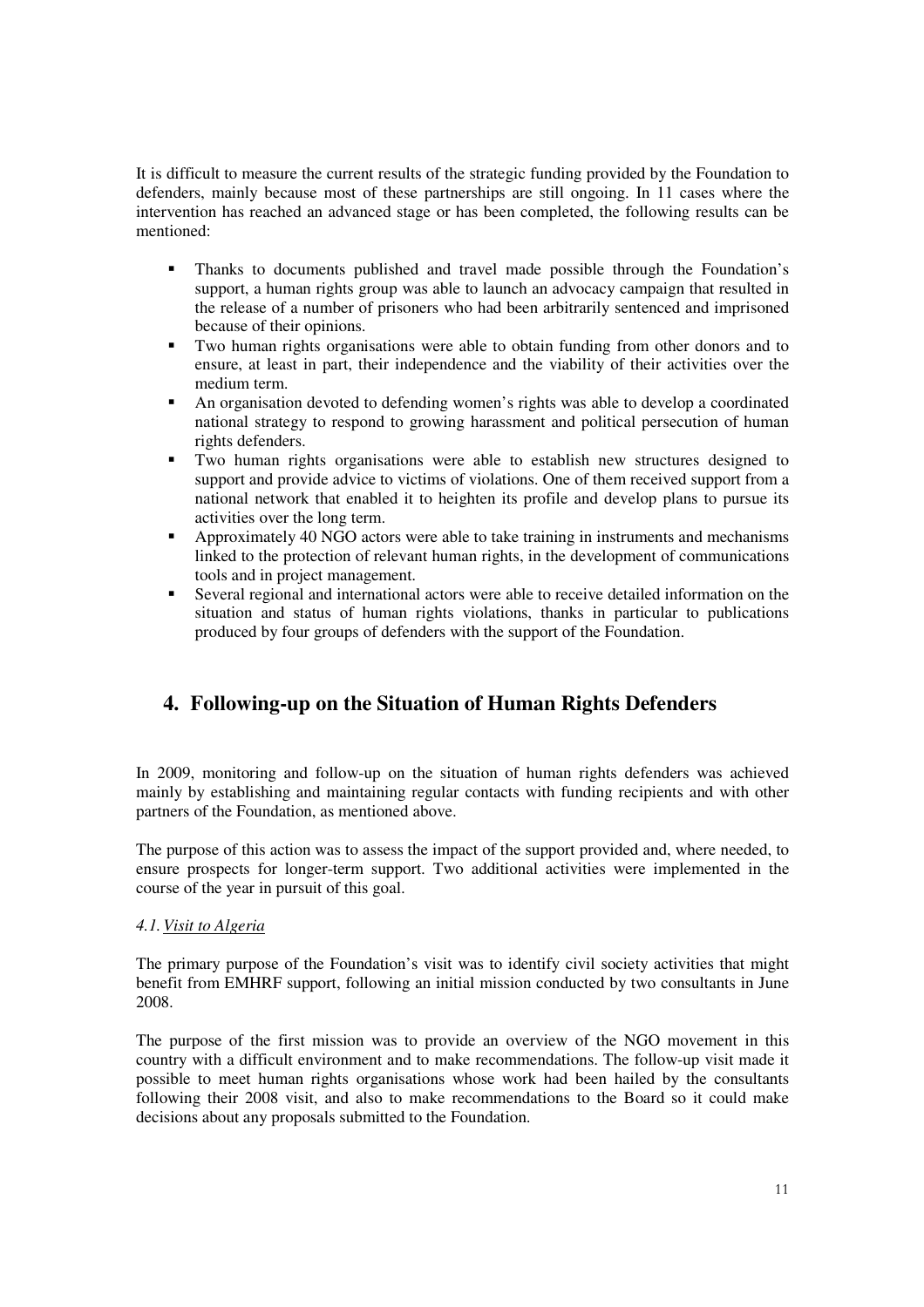It is difficult to measure the current results of the strategic funding provided by the Foundation to defenders, mainly because most of these partnerships are still ongoing. In 11 cases where the intervention has reached an advanced stage or has been completed, the following results can be mentioned:

- Thanks to documents published and travel made possible through the Foundation's support, a human rights group was able to launch an advocacy campaign that resulted in the release of a number of prisoners who had been arbitrarily sentenced and imprisoned because of their opinions.
- Two human rights organisations were able to obtain funding from other donors and to ensure, at least in part, their independence and the viability of their activities over the medium term.
- An organisation devoted to defending women's rights was able to develop a coordinated national strategy to respond to growing harassment and political persecution of human rights defenders.
- Two human rights organisations were able to establish new structures designed to support and provide advice to victims of violations. One of them received support from a national network that enabled it to heighten its profile and develop plans to pursue its activities over the long term.
- Approximately 40 NGO actors were able to take training in instruments and mechanisms linked to the protection of relevant human rights, in the development of communications tools and in project management.
- Several regional and international actors were able to receive detailed information on the situation and status of human rights violations, thanks in particular to publications produced by four groups of defenders with the support of the Foundation.

## 4. Following-up on the Situation of Human Rights Defenders

In 2009, monitoring and follow-up on the situation of human rights defenders was achieved mainly by establishing and maintaining regular contacts with funding recipients and with other partners of the Foundation, as mentioned above.

The purpose of this action was to assess the impact of the support provided and, where needed, to ensure prospects for longer-term support. Two additional activities were implemented in the course of the year in pursuit of this goal.

### *4.1. Visit to Algeria*

The primary purpose of the Foundation's visit was to identify civil society activities that might benefit from EMHRF support, following an initial mission conducted by two consultants in June 2008.

The purpose of the first mission was to provide an overview of the NGO movement in this country with a difficult environment and to make recommendations. The follow-up visit made it possible to meet human rights organisations whose work had been hailed by the consultants following their 2008 visit, and also to make recommendations to the Board so it could make decisions about any proposals submitted to the Foundation.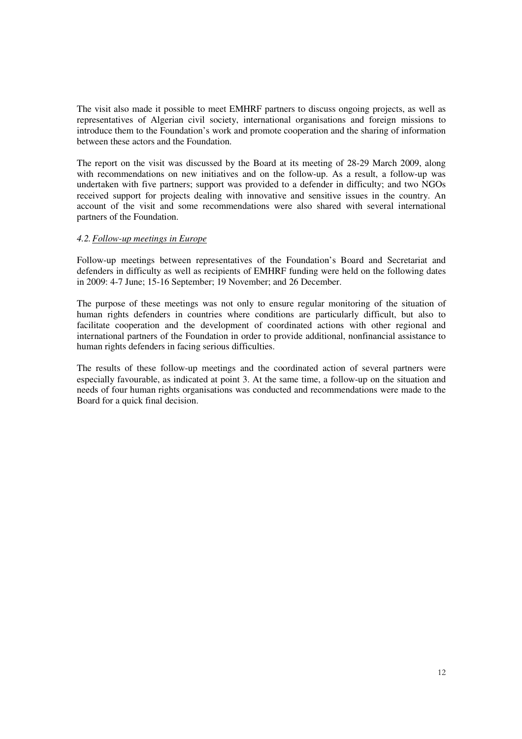The visit also made it possible to meet EMHRF partners to discuss ongoing projects, as well as representatives of Algerian civil society, international organisations and foreign missions to introduce them to the Foundation's work and promote cooperation and the sharing of information between these actors and the Foundation.

The report on the visit was discussed by the Board at its meeting of 28-29 March 2009, along with recommendations on new initiatives and on the follow-up. As a result, a follow-up was undertaken with five partners; support was provided to a defender in difficulty; and two NGOs received support for projects dealing with innovative and sensitive issues in the country. An account of the visit and some recommendations were also shared with several international partners of the Foundation.

### *4.2. Follow-up meetings in Europe*

Follow-up meetings between representatives of the Foundation's Board and Secretariat and defenders in difficulty as well as recipients of EMHRF funding were held on the following dates in 2009: 4-7 June; 15-16 September; 19 November; and 26 December.

The purpose of these meetings was not only to ensure regular monitoring of the situation of human rights defenders in countries where conditions are particularly difficult, but also to facilitate cooperation and the development of coordinated actions with other regional and international partners of the Foundation in order to provide additional, nonfinancial assistance to human rights defenders in facing serious difficulties.

The results of these follow-up meetings and the coordinated action of several partners were especially favourable, as indicated at point 3. At the same time, a follow-up on the situation and needs of four human rights organisations was conducted and recommendations were made to the Board for a quick final decision.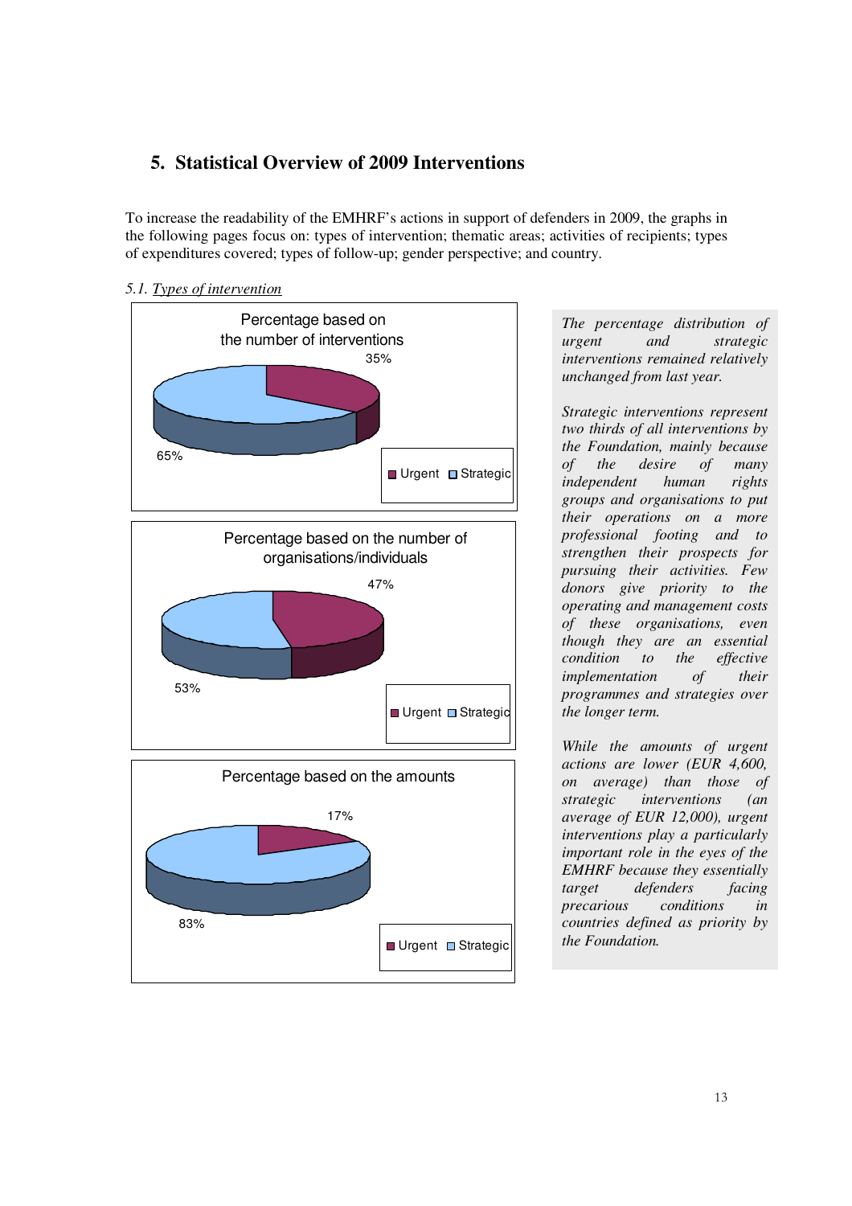## 5. Statistical Overview of 2009 Interventions

To increase the readability of the EMHRF's actions in support of defenders in 2009, the graphs in the following pages focus on: types of intervention; thematic areas; activities of recipients; types of expenditures covered; types of follow-up; gender perspective; and country.

*5.1. Types of intervention*

Percentage based on the number of interventions

35%

65%

Urgent Strategic

Percentage based on the number of organisations/individuals

47%

53%

Urgent Strategic

Percentage based on the amounts

17%

83%

Urgent Strategic

*The percentage distribution of urgent and strategic interventions remained relatively unchanged from last year.*

*Strategic interventions represent two thirds of all interventions by the Foundation, mainly because of the desire of many independent human rights groups and organisations to put their operations on a more professional footing and to strengthen their prospects for pursuing their activities. Few donors give priority to the operating and management costs of these organisations, even though they are an essential condition to the effective implementation of their programmes and strategies over the longer term.*

*While the amounts of urgent actions are lower (EUR 4,600, on average) than those of strategic interventions (an average of EUR 12,000), urgent interventions play a particularly important role in the eyes of the EMHRF because they essentially target defenders facing precarious conditions in countries defined as priority by the Foundation.*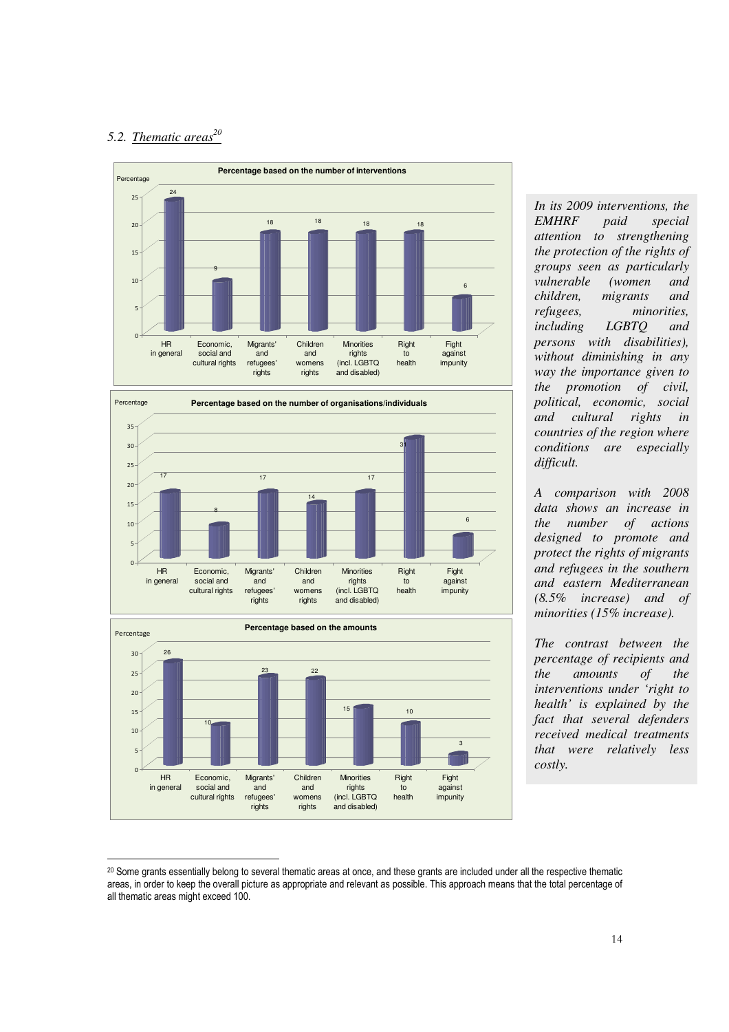## 5.2. Thematic areas[20]

**Percentage based on the number of interventions**

| | HR in general | Economic, social and cultural rights | Migrants' and refugees' rights | Children and womens rights | Minorities rights (incl. LGBTQ and disabled) | Right to health | Fight against impunity |
|---|---|---|---|---|---|---|---|
| Percentage | 24 | 9 | 18 | 18 | 18 | 18 | 6 |

**Percentage based on the number of organisations/individuals**

| | HR in general | Economic, social and cultural rights | Migrants' and refugees' rights | Children and womens rights | Minorities rights (incl. LGBTQ and disabled) | Right to health | Fight against impunity |
|---|---|---|---|---|---|---|---|
| Percentage | 17 | 8 | 17 | 14 | 17 | 31 | 6 |

**Percentage based on the amounts**

| | HR in general | Economic, social and cultural rights | Migrants' and refugees' rights | Children and womens rights | Minorities rights (incl. LGBTQ and disabled) | Right to health | Fight against impunity |
|---|---|---|---|---|---|---|---|
| Percentage | 26 | 10 | 23 | 22 | 15 | 10 | 3 |

*In its 2009 interventions, the EMHRF paid special attention to strengthening the protection of the rights of groups seen as particularly vulnerable (women and children, migrants and refugees, minorities, including LGBTQ and persons with disabilities), without diminishing in any way the importance given to the promotion of civil, political, economic, social and cultural rights in countries of the region where conditions are especially difficult.*

*A comparison with 2008 data shows an increase in the number of actions designed to promote and protect the rights of migrants and refugees in the southern and eastern Mediterranean (8.5% increase) and of minorities (15% increase).*

*The contrast between the percentage of recipients and the amounts of the interventions under 'right to health' is explained by the fact that several defenders received medical treatments that were relatively less costly.*

[20] Some grants essentially belong to several thematic areas at once, and these grants are included under all the respective thematic areas, in order to keep the overall picture as appropriate and relevant as possible. This approach means that the total percentage of all thematic areas might exceed 100.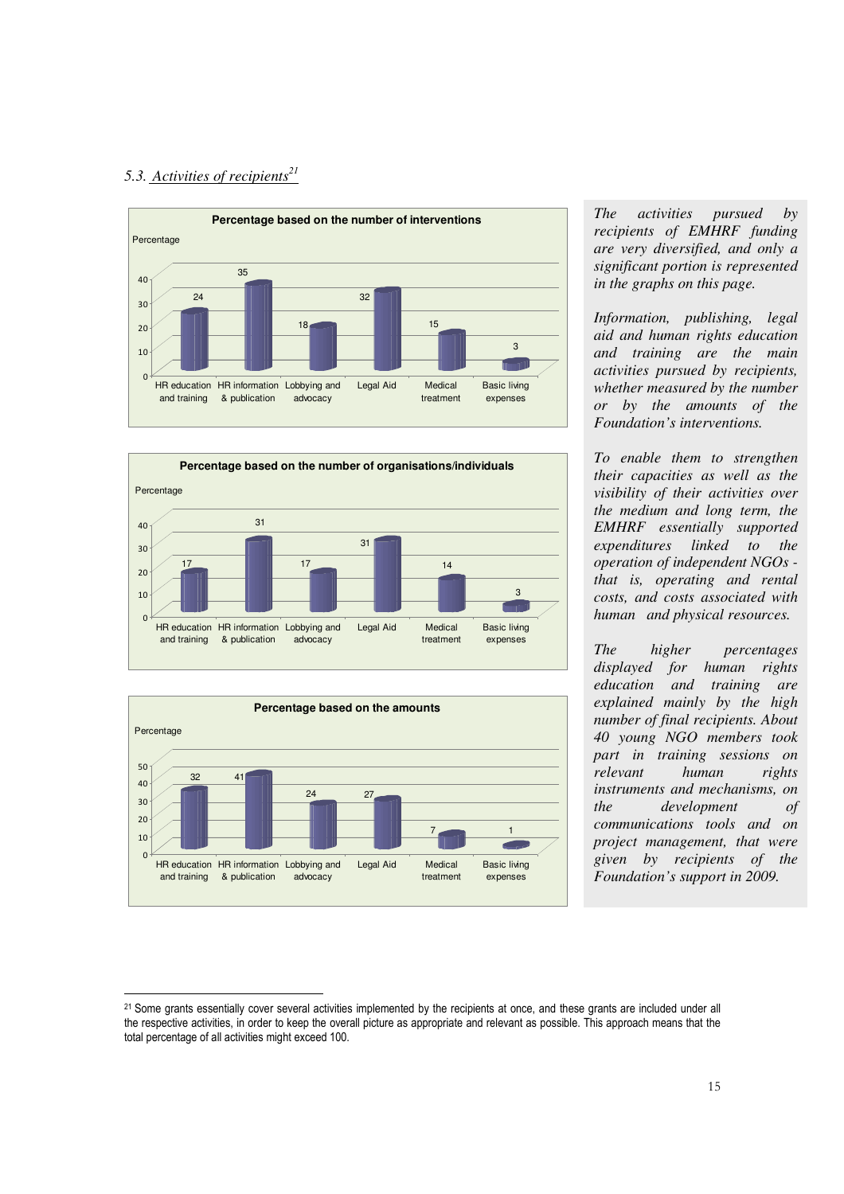### 5.3. Activities of recipients[21]

**Percentage based on the number of interventions**

| Activity | Percentage |
|---|---|
| HR education and training | 24 |
| HR information & publication | 35 |
| Lobbying and advocacy | 18 |
| Legal Aid | 32 |
| Medical treatment | 15 |
| Basic living expenses | 3 |

**Percentage based on the number of organisations/individuals**

| Activity | Percentage |
|---|---|
| HR education and training | 17 |
| HR information & publication | 31 |
| Lobbying and advocacy | 17 |
| Legal Aid | 31 |
| Medical treatment | 14 |
| Basic living expenses | 3 |

**Percentage based on the amounts**

| Activity | Percentage |
|---|---|
| HR education and training | 32 |
| HR information & publication | 41 |
| Lobbying and advocacy | 24 |
| Legal Aid | 27 |
| Medical treatment | 7 |
| Basic living expenses | 1 |

*The activities pursued by recipients of EMHRF funding are very diversified, and only a significant portion is represented in the graphs on this page.*

*Information, publishing, legal aid and human rights education and training are the main activities pursued by recipients, whether measured by the number or by the amounts of the Foundation's interventions.*

*To enable them to strengthen their capacities as well as the visibility of their activities over the medium and long term, the EMHRF essentially supported expenditures linked to the operation of independent NGOs - that is, operating and rental costs, and costs associated with human and physical resources.*

*The higher percentages displayed for human rights education and training are explained mainly by the high number of final recipients. About 40 young NGO members took part in training sessions on relevant human rights instruments and mechanisms, on the development of communications tools and on project management, that were given by recipients of the Foundation's support in 2009.*

[21] Some grants essentially cover several activities implemented by the recipients at once, and these grants are included under all the respective activities, in order to keep the overall picture as appropriate and relevant as possible. This approach means that the total percentage of all activities might exceed 100.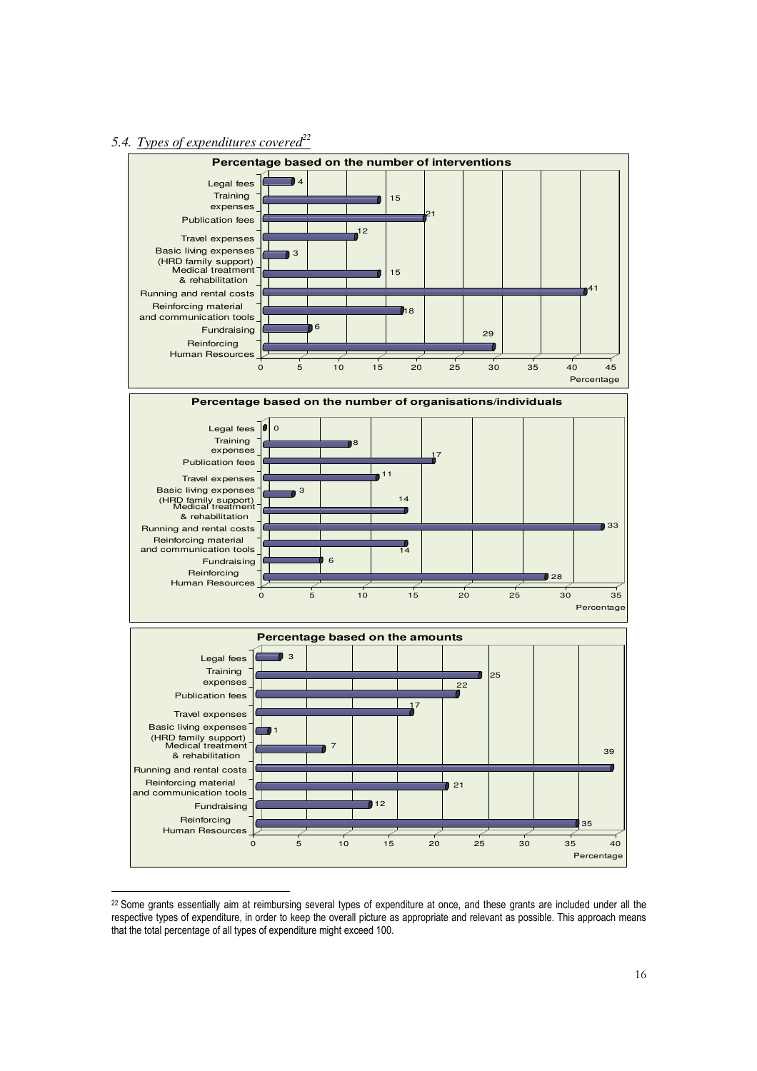### 5.4. Types of expenditures covered[22]

**Percentage based on the number of interventions**

| Type of expenditure | Percentage |
|---|---|
| Legal fees | 4 |
| Training expenses | 15 |
| Publication fees | 21 |
| Travel expenses | 12 |
| Basic living expenses (HRD family support) | 3 |
| Medical treatment & rehabilitation | 15 |
| Running and rental costs | 41 |
| Reinforcing material and communication tools | 18 |
| Fundraising | 6 |
| Reinforcing Human Resources | 29 |

**Percentage based on the number of organisations/individuals**

| Type of expenditure | Percentage |
|---|---|
| Legal fees | 0 |
| Training expenses | 8 |
| Publication fees | 17 |
| Travel expenses | 11 |
| Basic living expenses (HRD family support) | 3 |
| Medical treatment & rehabilitation | 14 |
| Running and rental costs | 33 |
| Reinforcing material and communication tools | 14 |
| Fundraising | 6 |
| Reinforcing Human Resources | 28 |

**Percentage based on the amounts**

| Type of expenditure | Percentage |
|---|---|
| Legal fees | 3 |
| Training expenses | 25 |
| Publication fees | 22 |
| Travel expenses | 17 |
| Basic living expenses (HRD family support) | 1 |
| Medical treatment & rehabilitation | 7 |
| Running and rental costs | 39 |
| Reinforcing material and communication tools | 21 |
| Fundraising | 12 |
| Reinforcing Human Resources | 35 |

---

[22] Some grants essentially aim at reimbursing several types of expenditure at once, and these grants are included under all the respective types of expenditure, in order to keep the overall picture as appropriate and relevant as possible. This approach means that the total percentage of all types of expenditure might exceed 100.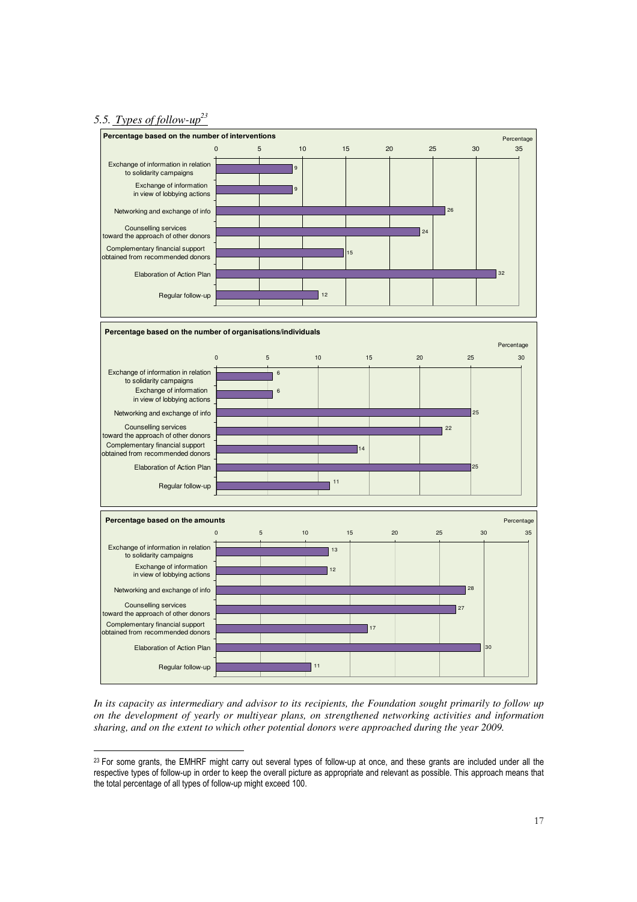## 5.5. *Types of follow-up*[23]

**Percentage based on the number of interventions**

| Type of follow-up | Percentage |
|---|---|
| Exchange of information in relation to solidarity campaigns | 9 |
| Exchange of information in view of lobbying actions | 9 |
| Networking and exchange of info | 26 |
| Counselling services toward the approach of other donors | 24 |
| Complementary financial support obtained from recommended donors | 15 |
| Elaboration of Action Plan | 32 |
| Regular follow-up | 12 |

**Percentage based on the number of organisations/individuals**

| Type of follow-up | Percentage |
|---|---|
| Exchange of information in relation to solidarity campaigns | 6 |
| Exchange of information in view of lobbying actions | 6 |
| Networking and exchange of info | 25 |
| Counselling services toward the approach of other donors | 22 |
| Complementary financial support obtained from recommended donors | 14 |
| Elaboration of Action Plan | 25 |
| Regular follow-up | 11 |

**Percentage based on the amounts**

| Type of follow-up | Percentage |
|---|---|
| Exchange of information in relation to solidarity campaigns | 13 |
| Exchange of information in view of lobbying actions | 12 |
| Networking and exchange of info | 28 |
| Counselling services toward the approach of other donors | 27 |
| Complementary financial support obtained from recommended donors | 17 |
| Elaboration of Action Plan | 30 |
| Regular follow-up | 11 |

*In its capacity as intermediary and advisor to its recipients, the Foundation sought primarily to follow up on the development of yearly or multiyear plans, on strengthened networking activities and information sharing, and on the extent to which other potential donors were approached during the year 2009.*

[23] For some grants, the EMHRF might carry out several types of follow-up at once, and these grants are included under all the respective types of follow-up in order to keep the overall picture as appropriate and relevant as possible. This approach means that the total percentage of all types of follow-up might exceed 100.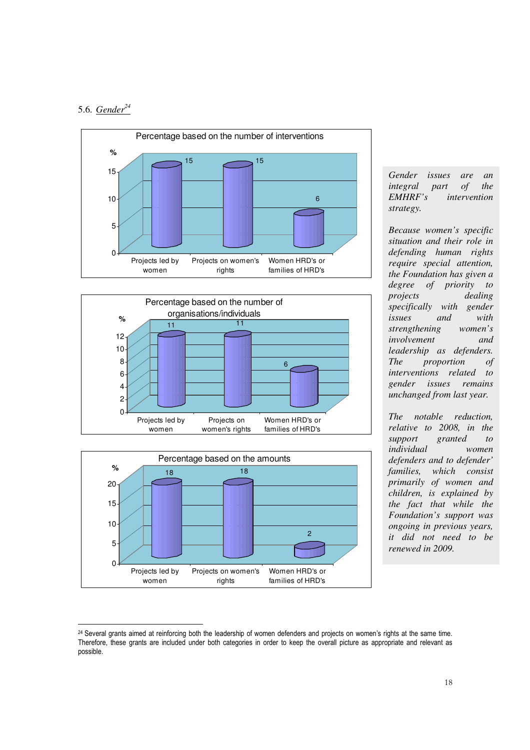## 5.6. *Gender*[24]

**Percentage based on the number of interventions**

| | % |
|---|---|
| Projects led by women | 15 |
| Projects on women's rights | 15 |
| Women HRD's or families of HRD's | 6 |

**Percentage based on the number of organisations/individuals**

| | % |
|---|---|
| Projects led by women | 11 |
| Projects on women's rights | 11 |
| Women HRD's or families of HRD's | 6 |

**Percentage based on the amounts**

| | % |
|---|---|
| Projects led by women | 18 |
| Projects on women's rights | 18 |
| Women HRD's or families of HRD's | 2 |

*Gender issues are an integral part of the EMHRF's intervention strategy.*

*Because women's specific situation and their role in defending human rights require special attention, the Foundation has given a degree of priority to projects dealing specifically with gender issues and with strengthening women's involvement and leadership as defenders. The proportion of interventions related to gender issues remains unchanged from last year.*

*The notable reduction, relative to 2008, in the support granted to individual women defenders and to defender' families, which consist primarily of women and children, is explained by the fact that while the Foundation's support was ongoing in previous years, it did not need to be renewed in 2009.*

[24] Several grants aimed at reinforcing both the leadership of women defenders and projects on women's rights at the same time. Therefore, these grants are included under both categories in order to keep the overall picture as appropriate and relevant as possible.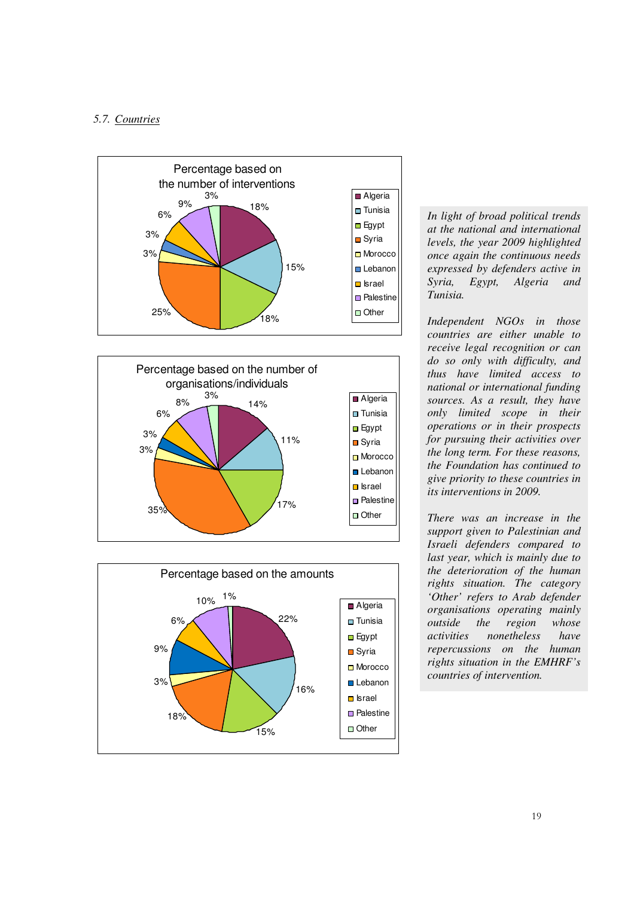## 5.7. Countries

Percentage based on the number of interventions

| Country | Percentage |
|---|---|
| Algeria | 18% |
| Tunisia | 15% |
| Egypt | 18% |
| Syria | 25% |
| Morocco | 3% |
| Lebanon | 3% |
| Israel | 6% |
| Palestine | 9% |
| Other | 3% |

Percentage based on the number of organisations/individuals

| Country | Percentage |
|---|---|
| Algeria | 14% |
| Tunisia | 11% |
| Egypt | 17% |
| Syria | 35% |
| Morocco | 3% |
| Lebanon | 3% |
| Israel | 6% |
| Palestine | 8% |
| Other | 3% |

Percentage based on the amounts

| Country | Percentage |
|---|---|
| Algeria | 22% |
| Tunisia | 16% |
| Egypt | 15% |
| Syria | 18% |
| Morocco | 3% |
| Lebanon | 9% |
| Israel | 6% |
| Palestine | 10% |
| Other | 1% |

*In light of broad political trends at the national and international levels, the year 2009 highlighted once again the continuous needs expressed by defenders active in Syria, Egypt, Algeria and Tunisia.*

*Independent NGOs in those countries are either unable to receive legal recognition or can do so only with difficulty, and thus have limited access to national or international funding sources. As a result, they have only limited scope in their operations or in their prospects for pursuing their activities over the long term. For these reasons, the Foundation has continued to give priority to these countries in its interventions in 2009.*

*There was an increase in the support given to Palestinian and Israeli defenders compared to last year, which is mainly due to the deterioration of the human rights situation. The category 'Other' refers to Arab defender organisations operating mainly outside the region whose activities nonetheless have repercussions on the human rights situation in the EMHRF's countries of intervention.*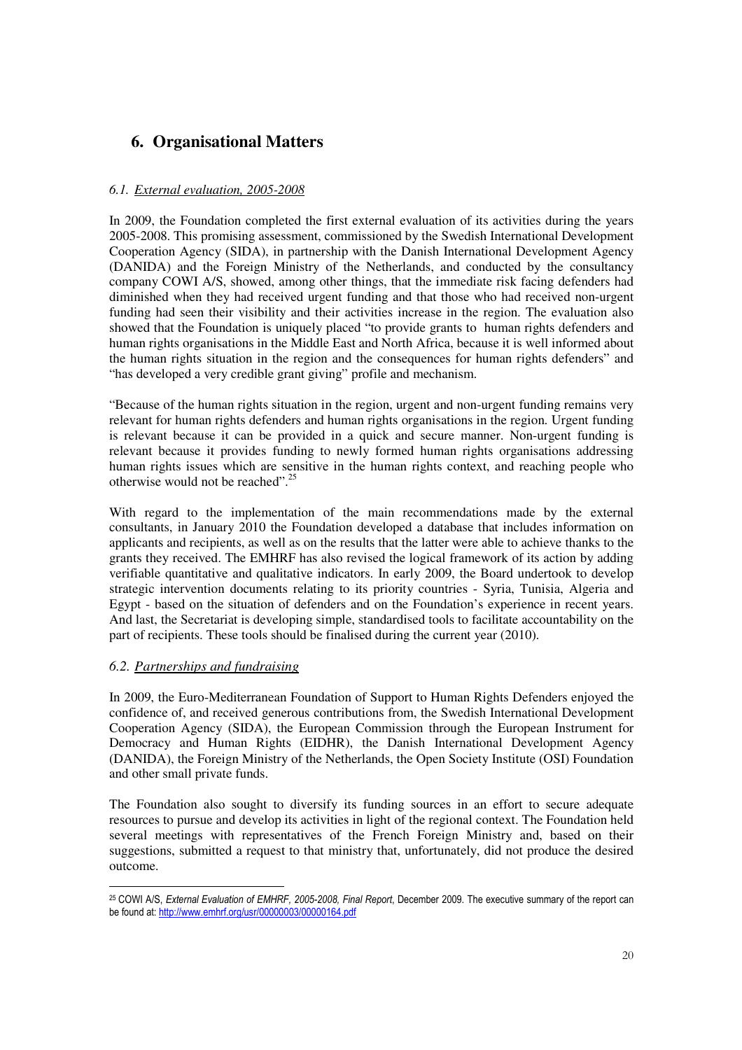# 6. Organisational Matters

*6.1. External evaluation, 2005-2008*

In 2009, the Foundation completed the first external evaluation of its activities during the years 2005-2008. This promising assessment, commissioned by the Swedish International Development Cooperation Agency (SIDA), in partnership with the Danish International Development Agency (DANIDA) and the Foreign Ministry of the Netherlands, and conducted by the consultancy company COWI A/S, showed, among other things, that the immediate risk facing defenders had diminished when they had received urgent funding and that those who had received non-urgent funding had seen their visibility and their activities increase in the region. The evaluation also showed that the Foundation is uniquely placed "to provide grants to human rights defenders and human rights organisations in the Middle East and North Africa, because it is well informed about the human rights situation in the region and the consequences for human rights defenders" and "has developed a very credible grant giving" profile and mechanism.

"Because of the human rights situation in the region, urgent and non-urgent funding remains very relevant for human rights defenders and human rights organisations in the region. Urgent funding is relevant because it can be provided in a quick and secure manner. Non-urgent funding is relevant because it provides funding to newly formed human rights organisations addressing human rights issues which are sensitive in the human rights context, and reaching people who otherwise would not be reached".[25]

With regard to the implementation of the main recommendations made by the external consultants, in January 2010 the Foundation developed a database that includes information on applicants and recipients, as well as on the results that the latter were able to achieve thanks to the grants they received. The EMHRF has also revised the logical framework of its action by adding verifiable quantitative and qualitative indicators. In early 2009, the Board undertook to develop strategic intervention documents relating to its priority countries - Syria, Tunisia, Algeria and Egypt - based on the situation of defenders and on the Foundation's experience in recent years. And last, the Secretariat is developing simple, standardised tools to facilitate accountability on the part of recipients. These tools should be finalised during the current year (2010).

*6.2. Partnerships and fundraising*

In 2009, the Euro-Mediterranean Foundation of Support to Human Rights Defenders enjoyed the confidence of, and received generous contributions from, the Swedish International Development Cooperation Agency (SIDA), the European Commission through the European Instrument for Democracy and Human Rights (EIDHR), the Danish International Development Agency (DANIDA), the Foreign Ministry of the Netherlands, the Open Society Institute (OSI) Foundation and other small private funds.

The Foundation also sought to diversify its funding sources in an effort to secure adequate resources to pursue and develop its activities in light of the regional context. The Foundation held several meetings with representatives of the French Foreign Ministry and, based on their suggestions, submitted a request to that ministry that, unfortunately, did not produce the desired outcome.

---

[25] COWI A/S, *External Evaluation of EMHRF, 2005-2008, Final Report*, December 2009. The executive summary of the report can be found at: http://www.emhrf.org/usr/00000003/00000164.pdf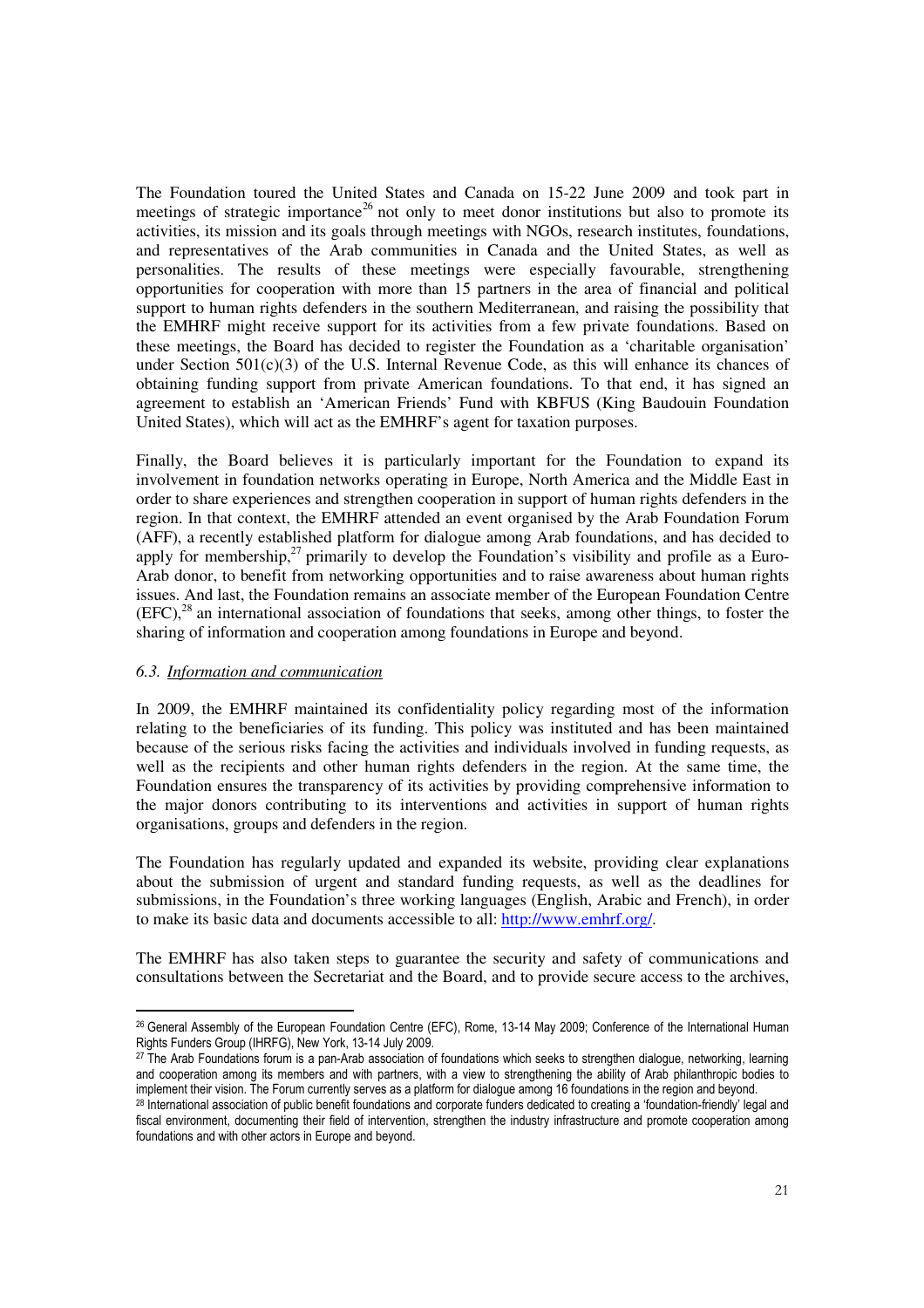The Foundation toured the United States and Canada on 15-22 June 2009 and took part in meetings of strategic importance[26] not only to meet donor institutions but also to promote its activities, its mission and its goals through meetings with NGOs, research institutes, foundations, and representatives of the Arab communities in Canada and the United States, as well as personalities. The results of these meetings were especially favourable, strengthening opportunities for cooperation with more than 15 partners in the area of financial and political support to human rights defenders in the southern Mediterranean, and raising the possibility that the EMHRF might receive support for its activities from a few private foundations. Based on these meetings, the Board has decided to register the Foundation as a 'charitable organisation' under Section 501(c)(3) of the U.S. Internal Revenue Code, as this will enhance its chances of obtaining funding support from private American foundations. To that end, it has signed an agreement to establish an 'American Friends' Fund with KBFUS (King Baudouin Foundation United States), which will act as the EMHRF's agent for taxation purposes.

Finally, the Board believes it is particularly important for the Foundation to expand its involvement in foundation networks operating in Europe, North America and the Middle East in order to share experiences and strengthen cooperation in support of human rights defenders in the region. In that context, the EMHRF attended an event organised by the Arab Foundation Forum (AFF), a recently established platform for dialogue among Arab foundations, and has decided to apply for membership,[27] primarily to develop the Foundation's visibility and profile as a Euro-Arab donor, to benefit from networking opportunities and to raise awareness about human rights issues. And last, the Foundation remains an associate member of the European Foundation Centre (EFC),[28] an international association of foundations that seeks, among other things, to foster the sharing of information and cooperation among foundations in Europe and beyond.

### *6.3. Information and communication*

In 2009, the EMHRF maintained its confidentiality policy regarding most of the information relating to the beneficiaries of its funding. This policy was instituted and has been maintained because of the serious risks facing the activities and individuals involved in funding requests, as well as the recipients and other human rights defenders in the region. At the same time, the Foundation ensures the transparency of its activities by providing comprehensive information to the major donors contributing to its interventions and activities in support of human rights organisations, groups and defenders in the region.

The Foundation has regularly updated and expanded its website, providing clear explanations about the submission of urgent and standard funding requests, as well as the deadlines for submissions, in the Foundation's three working languages (English, Arabic and French), in order to make its basic data and documents accessible to all: http://www.emhrf.org/.

The EMHRF has also taken steps to guarantee the security and safety of communications and consultations between the Secretariat and the Board, and to provide secure access to the archives,

---

[26] General Assembly of the European Foundation Centre (EFC), Rome, 13-14 May 2009; Conference of the International Human Rights Funders Group (IHRFG), New York, 13-14 July 2009.

[27] The Arab Foundations forum is a pan-Arab association of foundations which seeks to strengthen dialogue, networking, learning and cooperation among its members and with partners, with a view to strengthening the ability of Arab philanthropic bodies to implement their vision. The Forum currently serves as a platform for dialogue among 16 foundations in the region and beyond.

[28] International association of public benefit foundations and corporate funders dedicated to creating a 'foundation-friendly' legal and fiscal environment, documenting their field of intervention, strengthen the industry infrastructure and promote cooperation among foundations and with other actors in Europe and beyond.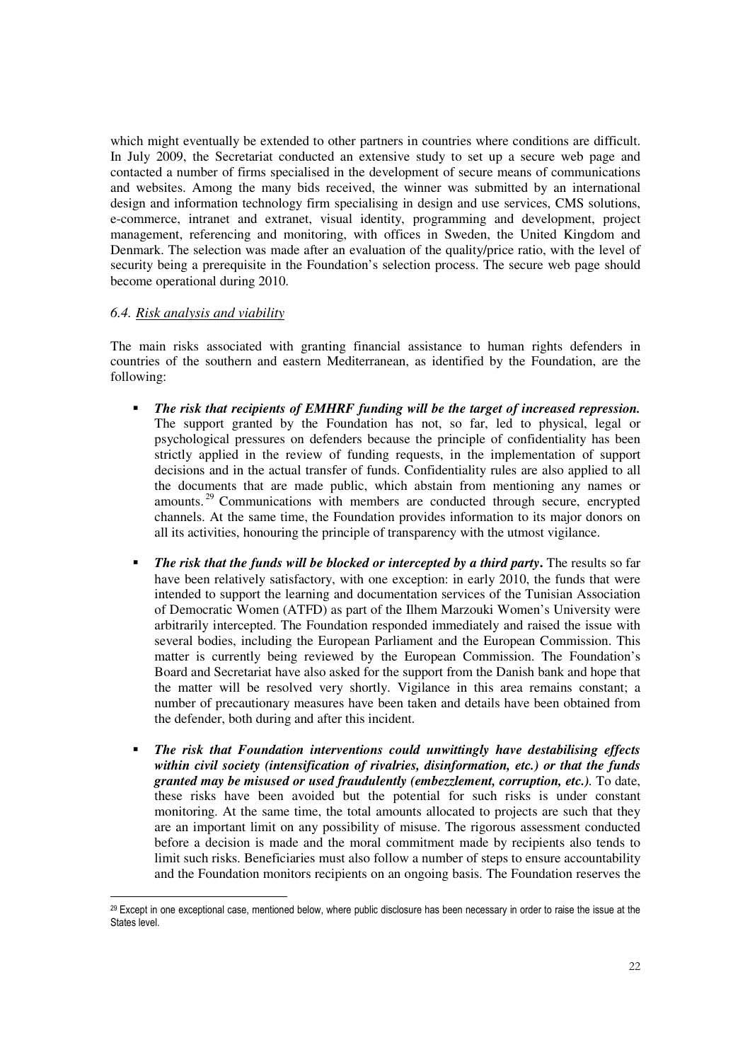which might eventually be extended to other partners in countries where conditions are difficult. In July 2009, the Secretariat conducted an extensive study to set up a secure web page and contacted a number of firms specialised in the development of secure means of communications and websites. Among the many bids received, the winner was submitted by an international design and information technology firm specialising in design and use services, CMS solutions, e-commerce, intranet and extranet, visual identity, programming and development, project management, referencing and monitoring, with offices in Sweden, the United Kingdom and Denmark. The selection was made after an evaluation of the quality/price ratio, with the level of security being a prerequisite in the Foundation's selection process. The secure web page should become operational during 2010.

### *6.4. Risk analysis and viability*

The main risks associated with granting financial assistance to human rights defenders in countries of the southern and eastern Mediterranean, as identified by the Foundation, are the following:

- ***The risk that recipients of EMHRF funding will be the target of increased repression.*** The support granted by the Foundation has not, so far, led to physical, legal or psychological pressures on defenders because the principle of confidentiality has been strictly applied in the review of funding requests, in the implementation of support decisions and in the actual transfer of funds. Confidentiality rules are also applied to all the documents that are made public, which abstain from mentioning any names or amounts.[29] Communications with members are conducted through secure, encrypted channels. At the same time, the Foundation provides information to its major donors on all its activities, honouring the principle of transparency with the utmost vigilance.

- ***The risk that the funds will be blocked or intercepted by a third party.*** The results so far have been relatively satisfactory, with one exception: in early 2010, the funds that were intended to support the learning and documentation services of the Tunisian Association of Democratic Women (ATFD) as part of the Ilhem Marzouki Women's University were arbitrarily intercepted. The Foundation responded immediately and raised the issue with several bodies, including the European Parliament and the European Commission. This matter is currently being reviewed by the European Commission. The Foundation's Board and Secretariat have also asked for the support from the Danish bank and hope that the matter will be resolved very shortly. Vigilance in this area remains constant; a number of precautionary measures have been taken and details have been obtained from the defender, both during and after this incident.

- ***The risk that Foundation interventions could unwittingly have destabilising effects within civil society (intensification of rivalries, disinformation, etc.) or that the funds granted may be misused or used fraudulently (embezzlement, corruption, etc.).*** To date, these risks have been avoided but the potential for such risks is under constant monitoring. At the same time, the total amounts allocated to projects are such that they are an important limit on any possibility of misuse. The rigorous assessment conducted before a decision is made and the moral commitment made by recipients also tends to limit such risks. Beneficiaries must also follow a number of steps to ensure accountability and the Foundation monitors recipients on an ongoing basis. The Foundation reserves the

---

[29] Except in one exceptional case, mentioned below, where public disclosure has been necessary in order to raise the issue at the States level.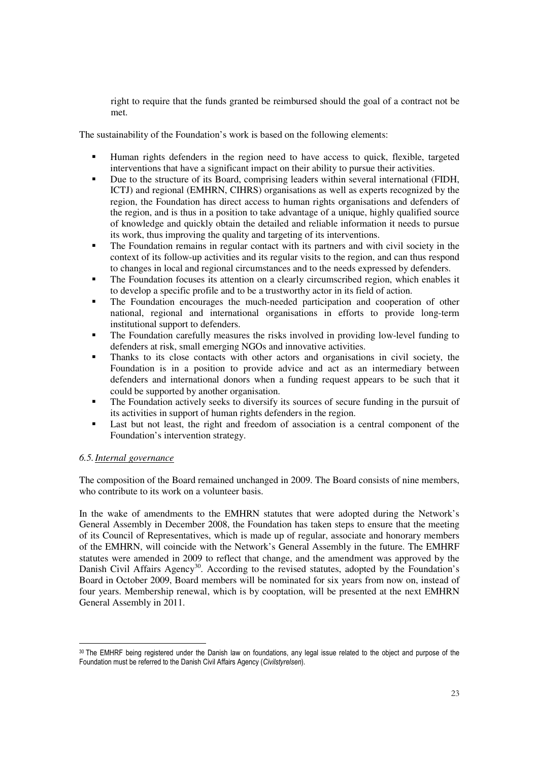right to require that the funds granted be reimbursed should the goal of a contract not be met.

The sustainability of the Foundation's work is based on the following elements:

- Human rights defenders in the region need to have access to quick, flexible, targeted interventions that have a significant impact on their ability to pursue their activities.
- Due to the structure of its Board, comprising leaders within several international (FIDH, ICTJ) and regional (EMHRN, CIHRS) organisations as well as experts recognized by the region, the Foundation has direct access to human rights organisations and defenders of the region, and is thus in a position to take advantage of a unique, highly qualified source of knowledge and quickly obtain the detailed and reliable information it needs to pursue its work, thus improving the quality and targeting of its interventions.
- The Foundation remains in regular contact with its partners and with civil society in the context of its follow-up activities and its regular visits to the region, and can thus respond to changes in local and regional circumstances and to the needs expressed by defenders.
- The Foundation focuses its attention on a clearly circumscribed region, which enables it to develop a specific profile and to be a trustworthy actor in its field of action.
- The Foundation encourages the much-needed participation and cooperation of other national, regional and international organisations in efforts to provide long-term institutional support to defenders.
- The Foundation carefully measures the risks involved in providing low-level funding to defenders at risk, small emerging NGOs and innovative activities.
- Thanks to its close contacts with other actors and organisations in civil society, the Foundation is in a position to provide advice and act as an intermediary between defenders and international donors when a funding request appears to be such that it could be supported by another organisation.
- The Foundation actively seeks to diversify its sources of secure funding in the pursuit of its activities in support of human rights defenders in the region.
- Last but not least, the right and freedom of association is a central component of the Foundation's intervention strategy.

### *6.5. Internal governance*

The composition of the Board remained unchanged in 2009. The Board consists of nine members, who contribute to its work on a volunteer basis.

In the wake of amendments to the EMHRN statutes that were adopted during the Network's General Assembly in December 2008, the Foundation has taken steps to ensure that the meeting of its Council of Representatives, which is made up of regular, associate and honorary members of the EMHRN, will coincide with the Network's General Assembly in the future. The EMHRF statutes were amended in 2009 to reflect that change, and the amendment was approved by the Danish Civil Affairs Agency[30]. According to the revised statutes, adopted by the Foundation's Board in October 2009, Board members will be nominated for six years from now on, instead of four years. Membership renewal, which is by cooptation, will be presented at the next EMHRN General Assembly in 2011.

---

[30] The EMHRF being registered under the Danish law on foundations, any legal issue related to the object and purpose of the Foundation must be referred to the Danish Civil Affairs Agency (*Civilstyrelsen*).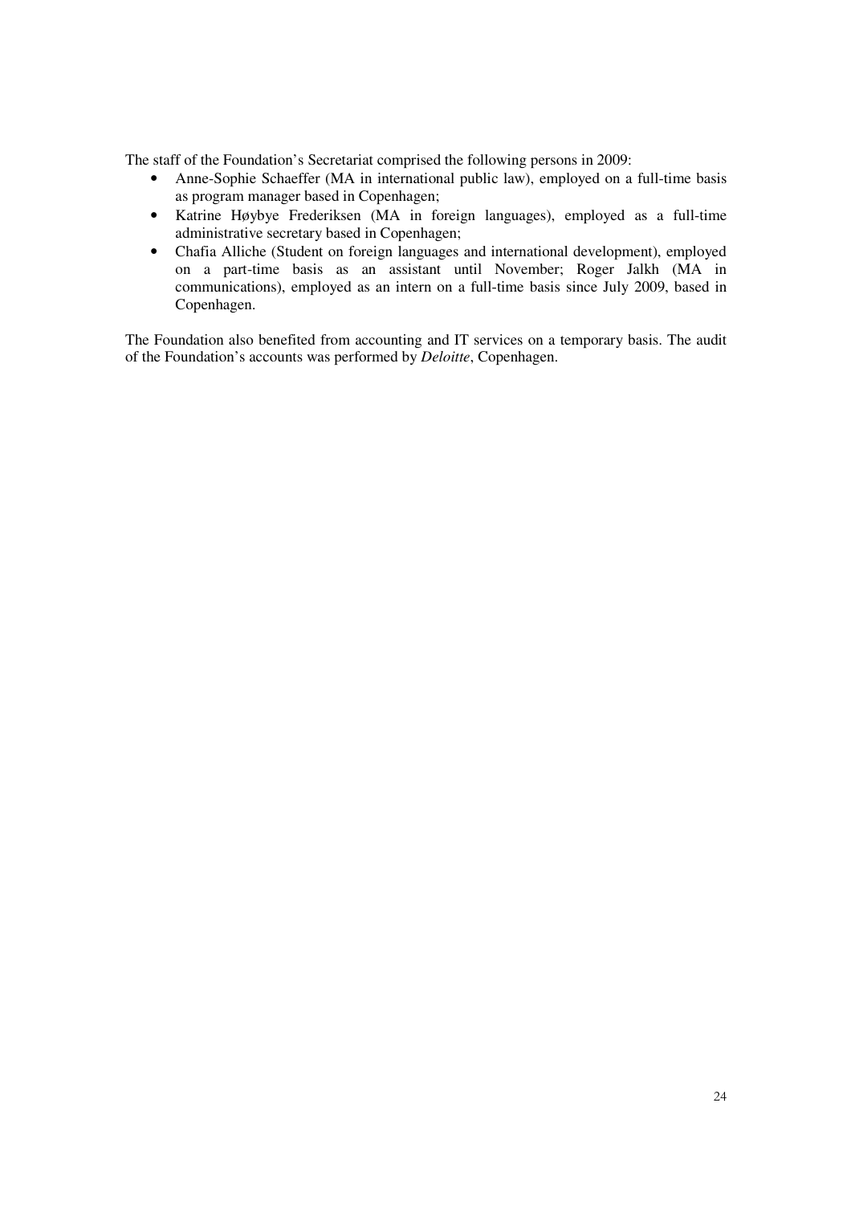The staff of the Foundation's Secretariat comprised the following persons in 2009:

- Anne-Sophie Schaeffer (MA in international public law), employed on a full-time basis as program manager based in Copenhagen;
- Katrine Høybye Frederiksen (MA in foreign languages), employed as a full-time administrative secretary based in Copenhagen;
- Chafia Alliche (Student on foreign languages and international development), employed on a part-time basis as an assistant until November; Roger Jalkh (MA in communications), employed as an intern on a full-time basis since July 2009, based in Copenhagen.

The Foundation also benefited from accounting and IT services on a temporary basis. The audit of the Foundation's accounts was performed by *Deloitte*, Copenhagen.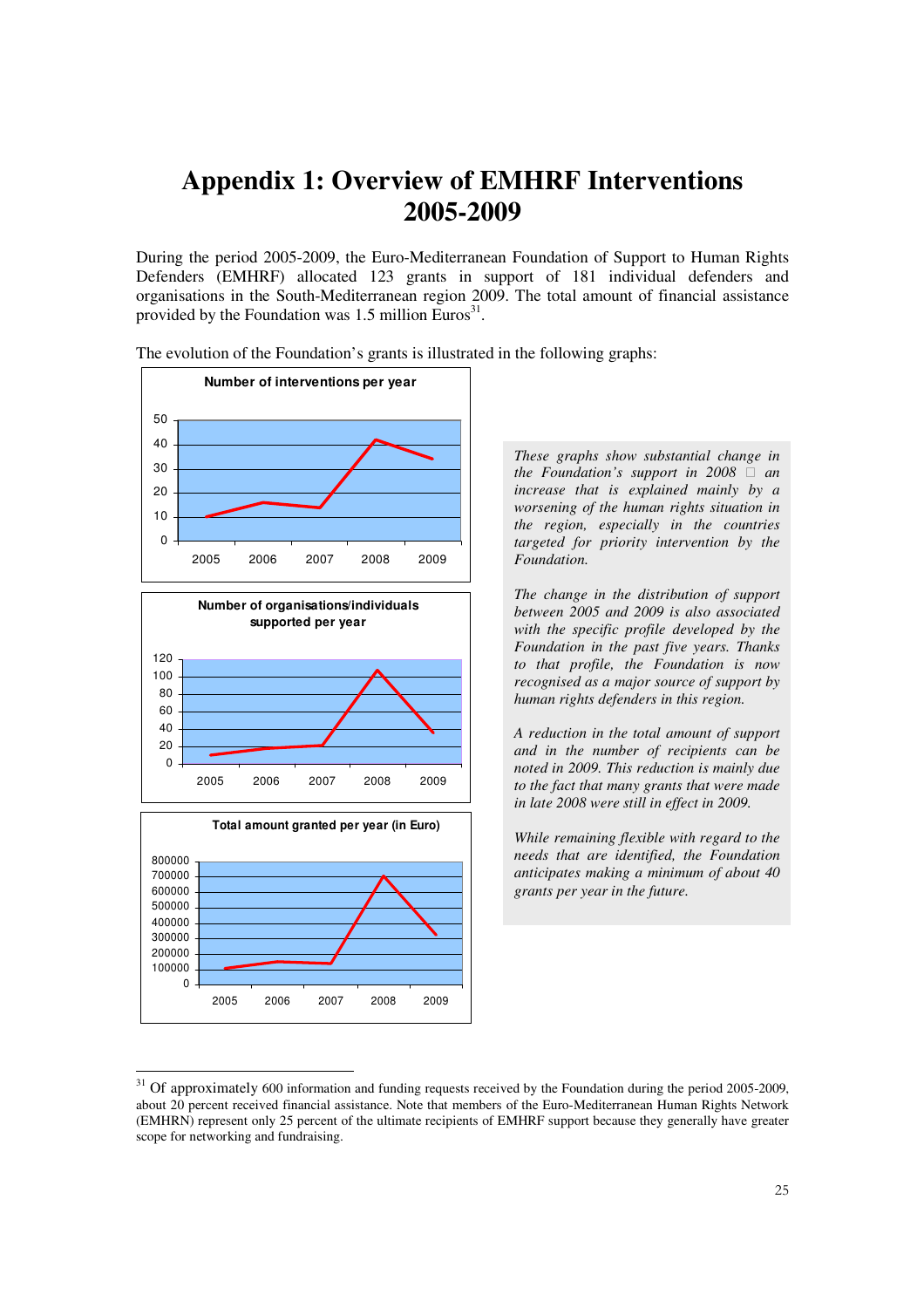# Appendix 1: Overview of EMHRF Interventions 2005-2009

During the period 2005-2009, the Euro-Mediterranean Foundation of Support to Human Rights Defenders (EMHRF) allocated 123 grants in support of 181 individual defenders and organisations in the South-Mediterranean region 2009. The total amount of financial assistance provided by the Foundation was 1.5 million Euros[31].

The evolution of the Foundation's grants is illustrated in the following graphs:

**Number of interventions per year**

**Number of organisations/individuals supported per year**

**Total amount granted per year (in Euro)**

*These graphs show substantial change in the Foundation's support in 2008 – an increase that is explained mainly by a worsening of the human rights situation in the region, especially in the countries targeted for priority intervention by the Foundation.*

*The change in the distribution of support between 2005 and 2009 is also associated with the specific profile developed by the Foundation in the past five years. Thanks to that profile, the Foundation is now recognised as a major source of support by human rights defenders in this region.*

*A reduction in the total amount of support and in the number of recipients can be noted in 2009. This reduction is mainly due to the fact that many grants that were made in late 2008 were still in effect in 2009.*

*While remaining flexible with regard to the needs that are identified, the Foundation anticipates making a minimum of about 40 grants per year in the future.*

---

[31] Of approximately 600 information and funding requests received by the Foundation during the period 2005-2009, about 20 percent received financial assistance. Note that members of the Euro-Mediterranean Human Rights Network (EMHRN) represent only 25 percent of the ultimate recipients of EMHRF support because they generally have greater scope for networking and fundraising.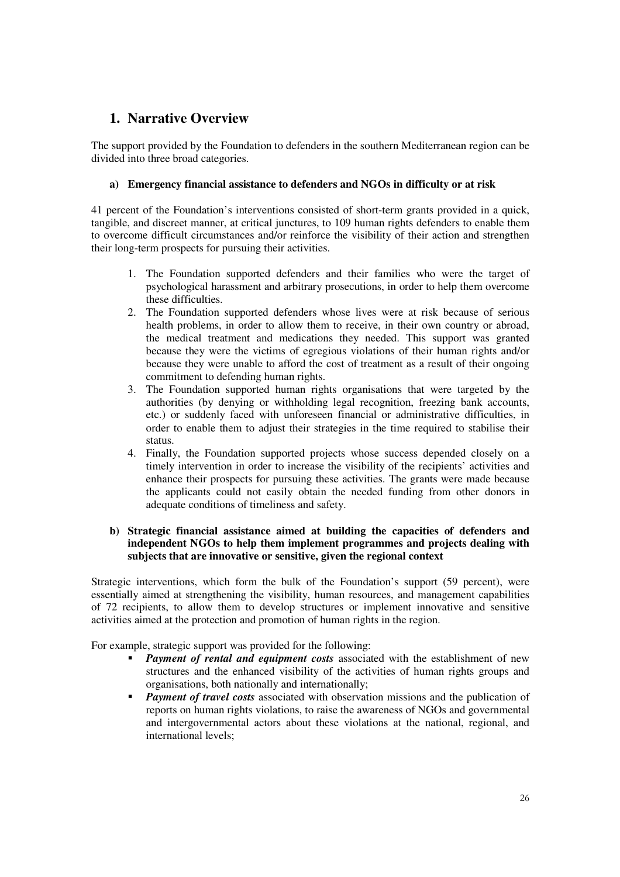## 1. Narrative Overview

The support provided by the Foundation to defenders in the southern Mediterranean region can be divided into three broad categories.

### a) Emergency financial assistance to defenders and NGOs in difficulty or at risk

41 percent of the Foundation's interventions consisted of short-term grants provided in a quick, tangible, and discreet manner, at critical junctures, to 109 human rights defenders to enable them to overcome difficult circumstances and/or reinforce the visibility of their action and strengthen their long-term prospects for pursuing their activities.

1. The Foundation supported defenders and their families who were the target of psychological harassment and arbitrary prosecutions, in order to help them overcome these difficulties.
2. The Foundation supported defenders whose lives were at risk because of serious health problems, in order to allow them to receive, in their own country or abroad, the medical treatment and medications they needed. This support was granted because they were the victims of egregious violations of their human rights and/or because they were unable to afford the cost of treatment as a result of their ongoing commitment to defending human rights.
3. The Foundation supported human rights organisations that were targeted by the authorities (by denying or withholding legal recognition, freezing bank accounts, etc.) or suddenly faced with unforeseen financial or administrative difficulties, in order to enable them to adjust their strategies in the time required to stabilise their status.
4. Finally, the Foundation supported projects whose success depended closely on a timely intervention in order to increase the visibility of the recipients' activities and enhance their prospects for pursuing these activities. The grants were made because the applicants could not easily obtain the needed funding from other donors in adequate conditions of timeliness and safety.

### b) Strategic financial assistance aimed at building the capacities of defenders and independent NGOs to help them implement programmes and projects dealing with subjects that are innovative or sensitive, given the regional context

Strategic interventions, which form the bulk of the Foundation's support (59 percent), were essentially aimed at strengthening the visibility, human resources, and management capabilities of 72 recipients, to allow them to develop structures or implement innovative and sensitive activities aimed at the protection and promotion of human rights in the region.

For example, strategic support was provided for the following:

- ***Payment of rental and equipment costs*** associated with the establishment of new structures and the enhanced visibility of the activities of human rights groups and organisations, both nationally and internationally;
- ***Payment of travel costs*** associated with observation missions and the publication of reports on human rights violations, to raise the awareness of NGOs and governmental and intergovernmental actors about these violations at the national, regional, and international levels;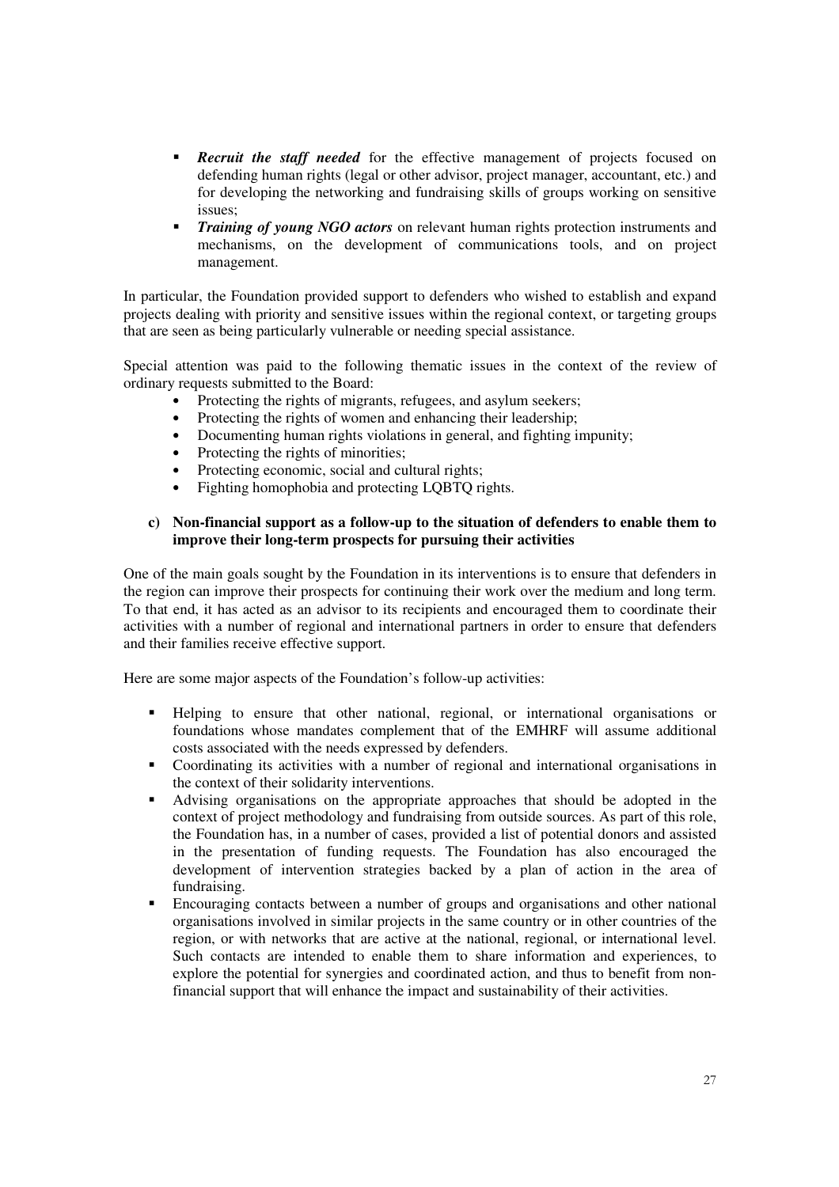- ***Recruit the staff needed*** for the effective management of projects focused on defending human rights (legal or other advisor, project manager, accountant, etc.) and for developing the networking and fundraising skills of groups working on sensitive issues;
- ***Training of young NGO actors*** on relevant human rights protection instruments and mechanisms, on the development of communications tools, and on project management.

In particular, the Foundation provided support to defenders who wished to establish and expand projects dealing with priority and sensitive issues within the regional context, or targeting groups that are seen as being particularly vulnerable or needing special assistance.

Special attention was paid to the following thematic issues in the context of the review of ordinary requests submitted to the Board:

- Protecting the rights of migrants, refugees, and asylum seekers;
- Protecting the rights of women and enhancing their leadership;
- Documenting human rights violations in general, and fighting impunity;
- Protecting the rights of minorities;
- Protecting economic, social and cultural rights;
- Fighting homophobia and protecting LQBTQ rights.

**c) Non-financial support as a follow-up to the situation of defenders to enable them to improve their long-term prospects for pursuing their activities**

One of the main goals sought by the Foundation in its interventions is to ensure that defenders in the region can improve their prospects for continuing their work over the medium and long term. To that end, it has acted as an advisor to its recipients and encouraged them to coordinate their activities with a number of regional and international partners in order to ensure that defenders and their families receive effective support.

Here are some major aspects of the Foundation's follow-up activities:

- Helping to ensure that other national, regional, or international organisations or foundations whose mandates complement that of the EMHRF will assume additional costs associated with the needs expressed by defenders.
- Coordinating its activities with a number of regional and international organisations in the context of their solidarity interventions.
- Advising organisations on the appropriate approaches that should be adopted in the context of project methodology and fundraising from outside sources. As part of this role, the Foundation has, in a number of cases, provided a list of potential donors and assisted in the presentation of funding requests. The Foundation has also encouraged the development of intervention strategies backed by a plan of action in the area of fundraising.
- Encouraging contacts between a number of groups and organisations and other national organisations involved in similar projects in the same country or in other countries of the region, or with networks that are active at the national, regional, or international level. Such contacts are intended to enable them to share information and experiences, to explore the potential for synergies and coordinated action, and thus to benefit from non-financial support that will enhance the impact and sustainability of their activities.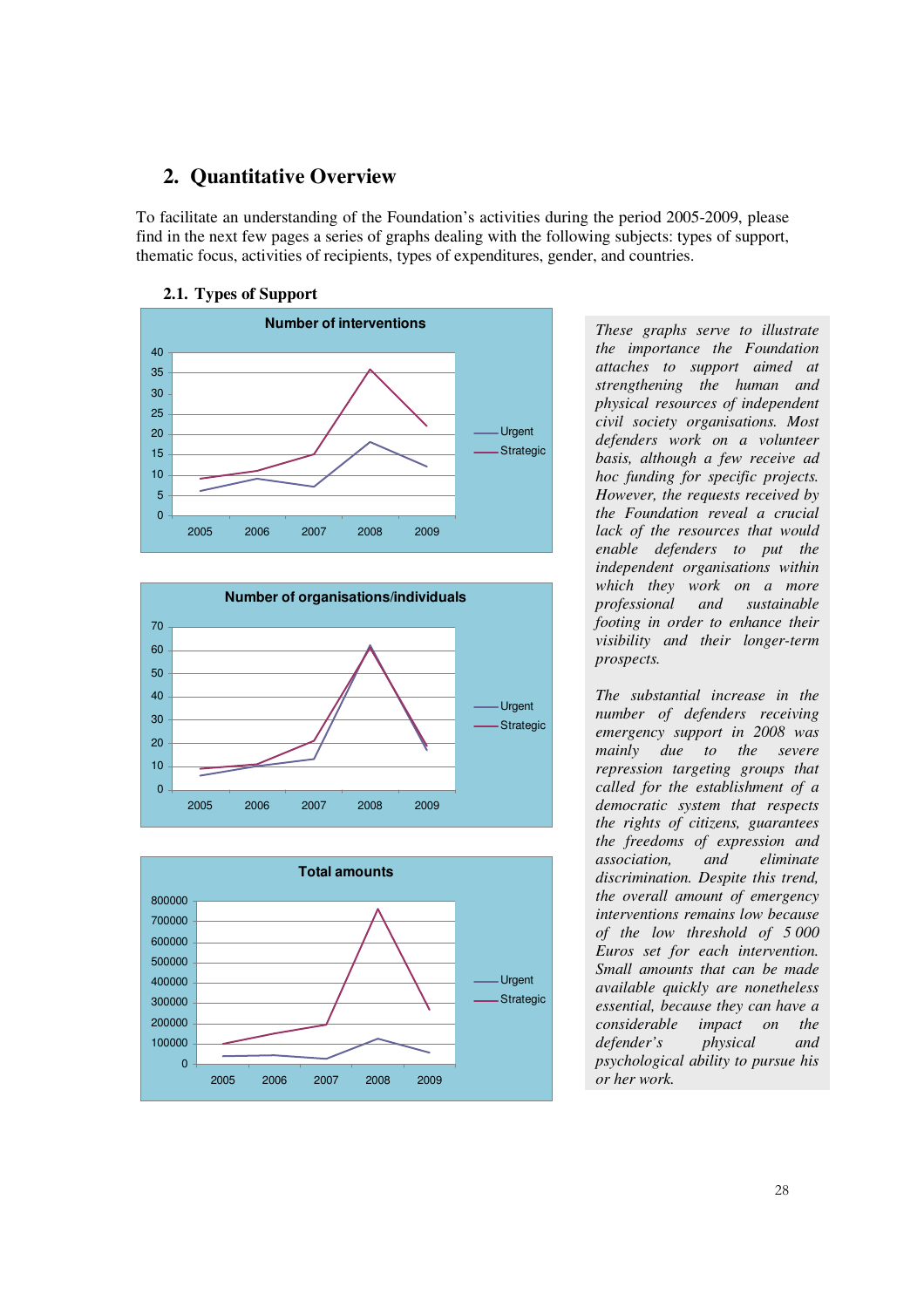## 2. Quantitative Overview

To facilitate an understanding of the Foundation's activities during the period 2005-2009, please find in the next few pages a series of graphs dealing with the following subjects: types of support, thematic focus, activities of recipients, types of expenditures, gender, and countries.

### 2.1. Types of Support

*These graphs serve to illustrate the importance the Foundation attaches to support aimed at strengthening the human and physical resources of independent civil society organisations. Most defenders work on a volunteer basis, although a few receive ad hoc funding for specific projects. However, the requests received by the Foundation reveal a crucial lack of the resources that would enable defenders to put the independent organisations within which they work on a more professional and sustainable footing in order to enhance their visibility and their longer-term prospects.*

*The substantial increase in the number of defenders receiving emergency support in 2008 was mainly due to the severe repression targeting groups that called for the establishment of a democratic system that respects the rights of citizens, guarantees the freedoms of expression and association, and eliminate discrimination. Despite this trend, the overall amount of emergency interventions remains low because of the low threshold of 5 000 Euros set for each intervention. Small amounts that can be made available quickly are nonetheless essential, because they can have a considerable impact on the defender's physical and psychological ability to pursue his or her work.*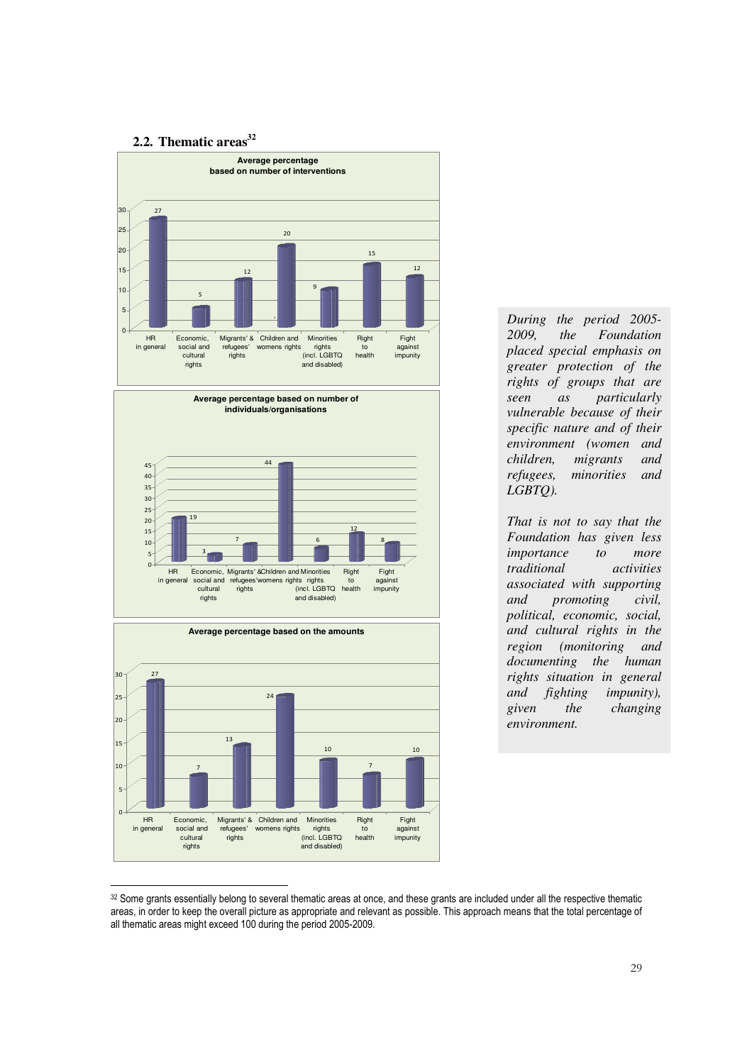## 2.2. Thematic areas[32]

**Average percentage based on number of interventions**

| HR in general | Economic, social and cultural rights | Migrants' & refugees' rights | Children and womens rights | Minorities rights (incl. LGBTQ and disabled) | Right to health | Fight against impunity |
|---|---|---|---|---|---|---|
| 27 | 5 | 12 | 20 | 9 | 15 | 12 |

**Average percentage based on number of individuals/organisations**

| HR in general | Economic, social and cultural rights | Migrants' & refugees' rights | Children and womens rights | Minorities rights (incl. LGBTQ and disabled) | Right to health | Fight against impunity |
|---|---|---|---|---|---|---|
| 19 | 3 | 7 | 44 | 6 | 12 | 8 |

**Average percentage based on the amounts**

| HR in general | Economic, social and cultural rights | Migrants' & refugees' rights | Children and womens rights | Minorities rights (incl. LGBTQ and disabled) | Right to health | Fight against impunity |
|---|---|---|---|---|---|---|
| 27 | 7 | 13 | 24 | 10 | 7 | 10 |

*During the period 2005-2009, the Foundation placed special emphasis on greater protection of the rights of groups that are seen as particularly vulnerable because of their specific nature and of their environment (women and children, migrants and refugees, minorities and LGBTQ).*

*That is not to say that the Foundation has given less importance to more traditional activities associated with supporting and promoting civil, political, economic, social, and cultural rights in the region (monitoring and documenting the human rights situation in general and fighting impunity), given the changing environment.*

[32] Some grants essentially belong to several thematic areas at once, and these grants are included under all the respective thematic areas, in order to keep the overall picture as appropriate and relevant as possible. This approach means that the total percentage of all thematic areas might exceed 100 during the period 2005-2009.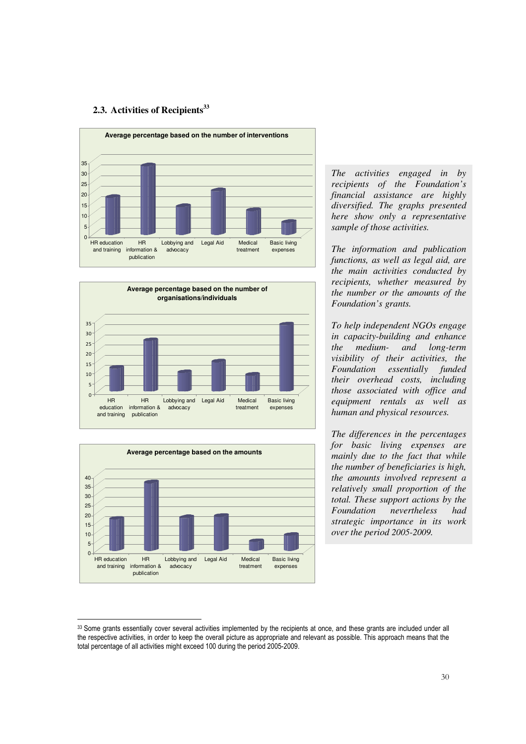## 2.3. Activities of Recipients[33]

**Average percentage based on the number of interventions**

**Average percentage based on the number of organisations/individuals**

**Average percentage based on the amounts**

*The activities engaged in by recipients of the Foundation's financial assistance are highly diversified. The graphs presented here show only a representative sample of those activities.*

*The information and publication functions, as well as legal aid, are the main activities conducted by recipients, whether measured by the number or the amounts of the Foundation's grants.*

*To help independent NGOs engage in capacity-building and enhance the medium- and long-term visibility of their activities, the Foundation essentially funded their overhead costs, including those associated with office and equipment rentals as well as human and physical resources.*

*The differences in the percentages for basic living expenses are mainly due to the fact that while the number of beneficiaries is high, the amounts involved represent a relatively small proportion of the total. These support actions by the Foundation nevertheless had strategic importance in its work over the period 2005-2009.*

---

[33] Some grants essentially cover several activities implemented by the recipients at once, and these grants are included under all the respective activities, in order to keep the overall picture as appropriate and relevant as possible. This approach means that the total percentage of all activities might exceed 100 during the period 2005-2009.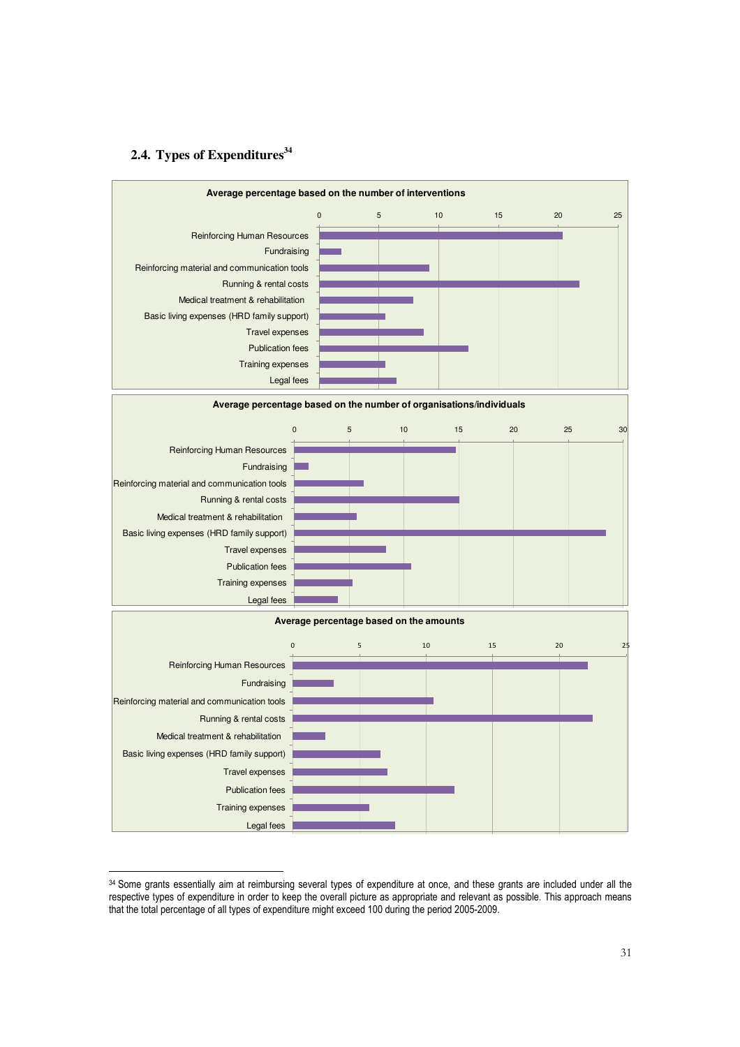## 2.4. Types of Expenditures[34]

**Average percentage based on the number of interventions**

| Type of expenditure | |
|---|---|
| Reinforcing Human Resources | |
| Fundraising | |
| Reinforcing material and communication tools | |
| Running & rental costs | |
| Medical treatment & rehabilitation | |
| Basic living expenses (HRD family support) | |
| Travel expenses | |
| Publication fees | |
| Training expenses | |
| Legal fees | |

**Average percentage based on the number of organisations/individuals**

| Type of expenditure | |
|---|---|
| Reinforcing Human Resources | |
| Fundraising | |
| Reinforcing material and communication tools | |
| Running & rental costs | |
| Medical treatment & rehabilitation | |
| Basic living expenses (HRD family support) | |
| Travel expenses | |
| Publication fees | |
| Training expenses | |
| Legal fees | |

**Average percentage based on the amounts**

| Type of expenditure | |
|---|---|
| Reinforcing Human Resources | |
| Fundraising | |
| Reinforcing material and communication tools | |
| Running & rental costs | |
| Medical treatment & rehabilitation | |
| Basic living expenses (HRD family support) | |
| Travel expenses | |
| Publication fees | |
| Training expenses | |
| Legal fees | |

---

[34] Some grants essentially aim at reimbursing several types of expenditure at once, and these grants are included under all the respective types of expenditure in order to keep the overall picture as appropriate and relevant as possible. This approach means that the total percentage of all types of expenditure might exceed 100 during the period 2005-2009.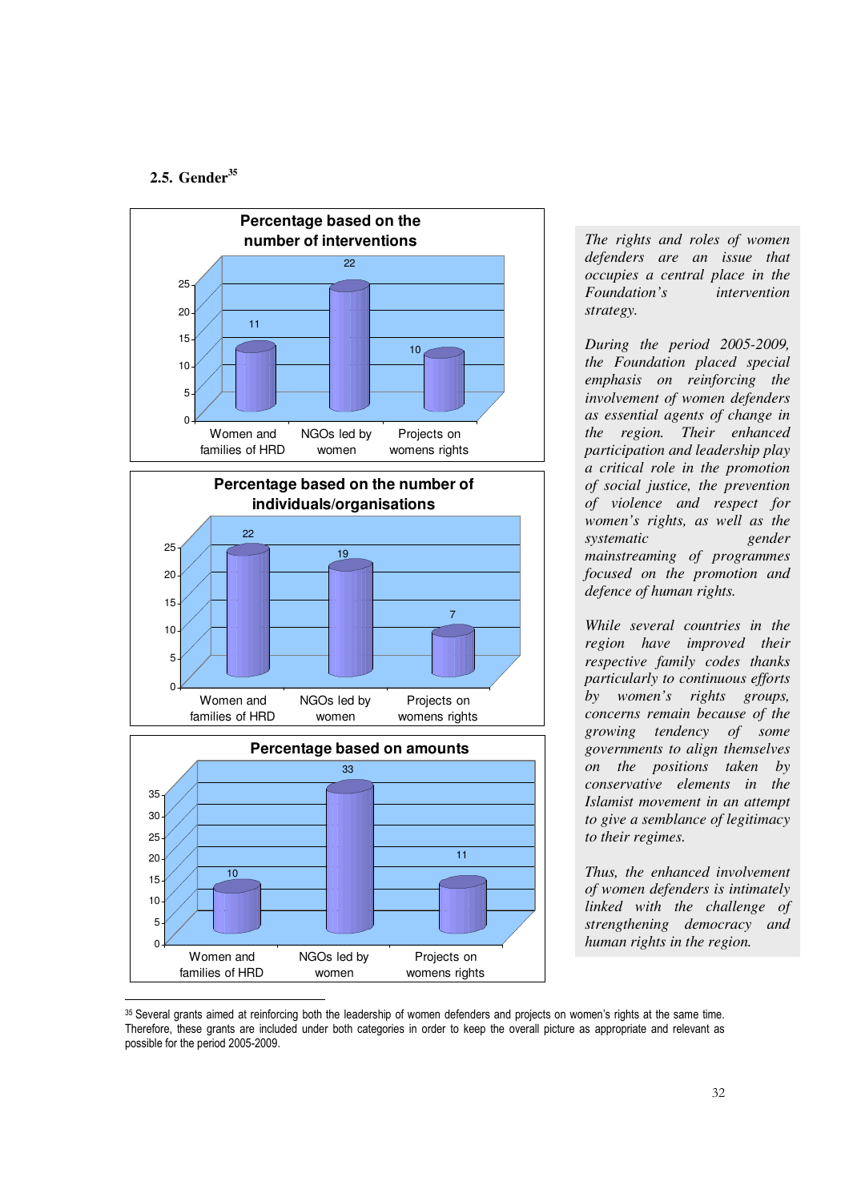## 2.5. Gender[35]

**Percentage based on the number of interventions**

| | Women and families of HRD | NGOs led by women | Projects on womens rights |
|---|---|---|---|
| Percentage | 11 | 22 | 10 |

**Percentage based on the number of individuals/organisations**

| | Women and families of HRD | NGOs led by women | Projects on womens rights |
|---|---|---|---|
| Percentage | 22 | 19 | 7 |

**Percentage based on amounts**

| | Women and families of HRD | NGOs led by women | Projects on womens rights |
|---|---|---|---|
| Percentage | 10 | 33 | 11 |

*The rights and roles of women defenders are an issue that occupies a central place in the Foundation's intervention strategy.*

*During the period 2005-2009, the Foundation placed special emphasis on reinforcing the involvement of women defenders as essential agents of change in the region. Their enhanced participation and leadership play a critical role in the promotion of social justice, the prevention of violence and respect for women's rights, as well as the systematic gender mainstreaming of programmes focused on the promotion and defence of human rights.*

*While several countries in the region have improved their respective family codes thanks particularly to continuous efforts by women's rights groups, concerns remain because of the growing tendency of some governments to align themselves on the positions taken by conservative elements in the Islamist movement in an attempt to give a semblance of legitimacy to their regimes.*

*Thus, the enhanced involvement of women defenders is intimately linked with the challenge of strengthening democracy and human rights in the region.*

---

[35] Several grants aimed at reinforcing both the leadership of women defenders and projects on women's rights at the same time. Therefore, these grants are included under both categories in order to keep the overall picture as appropriate and relevant as possible for the period 2005-2009.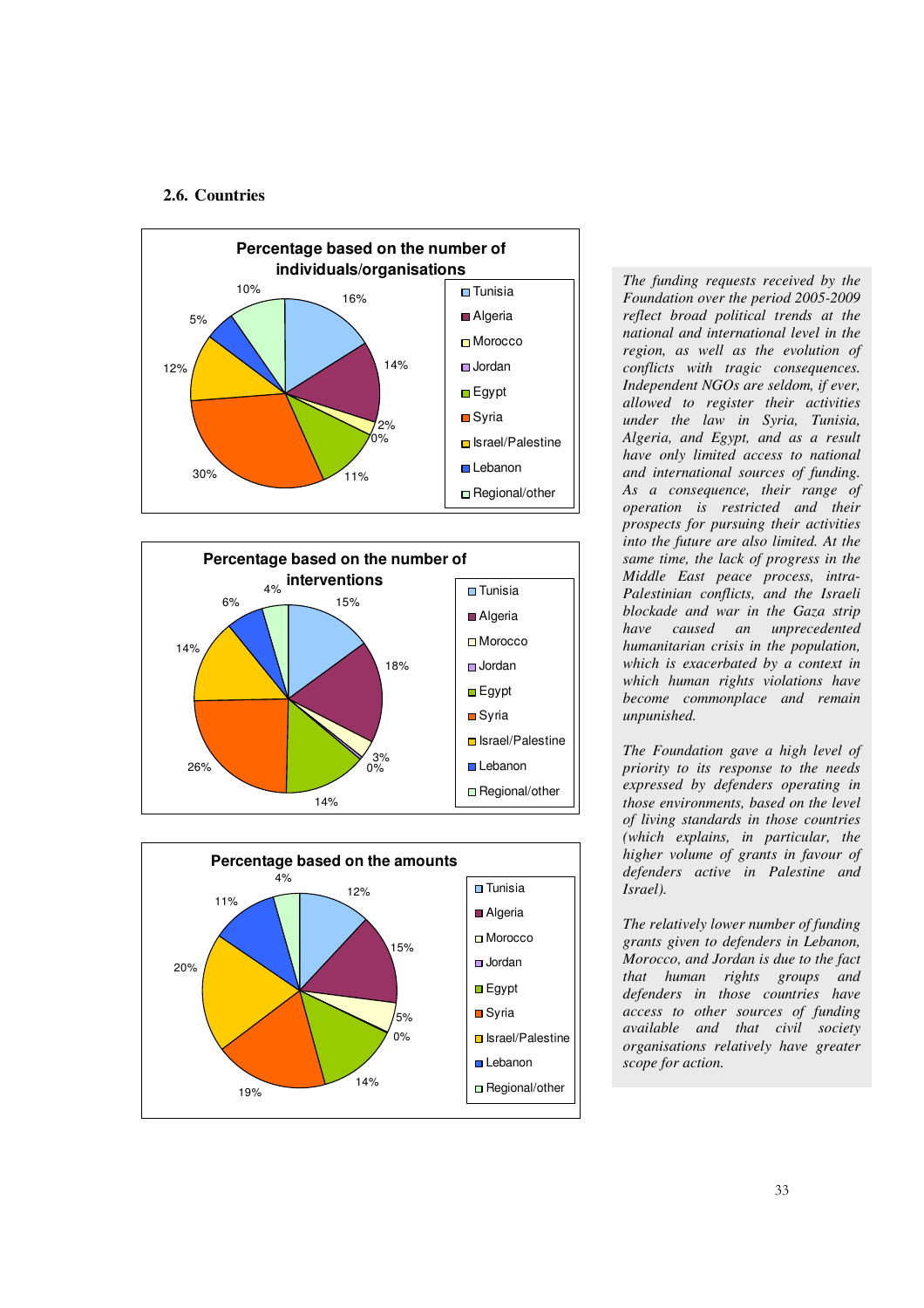## 2.6. Countries

Percentage based on the number of individuals/organisations

16%
14%
2%
0%
11%
30%
12%
5%
10%

Tunisia
Algeria
Morocco
Jordan
Egypt
Syria
Israel/Palestine
Lebanon
Regional/other

Percentage based on the number of interventions

15%
18%
3%
0%
14%
26%
14%
6%
4%

Tunisia
Algeria
Morocco
Jordan
Egypt
Syria
Israel/Palestine
Lebanon
Regional/other

Percentage based on the amounts

12%
15%
5%
0%
14%
19%
20%
11%
4%

Tunisia
Algeria
Morocco
Jordan
Egypt
Syria
Israel/Palestine
Lebanon
Regional/other

*The funding requests received by the Foundation over the period 2005-2009 reflect broad political trends at the national and international level in the region, as well as the evolution of conflicts with tragic consequences. Independent NGOs are seldom, if ever, allowed to register their activities under the law in Syria, Tunisia, Algeria, and Egypt, and as a result have only limited access to national and international sources of funding. As a consequence, their range of operation is restricted and their prospects for pursuing their activities into the future are also limited. At the same time, the lack of progress in the Middle East peace process, intra-Palestinian conflicts, and the Israeli blockade and war in the Gaza strip have caused an unprecedented humanitarian crisis in the population, which is exacerbated by a context in which human rights violations have become commonplace and remain unpunished.*

*The Foundation gave a high level of priority to its response to the needs expressed by defenders operating in those environments, based on the level of living standards in those countries (which explains, in particular, the higher volume of grants in favour of defenders active in Palestine and Israel).*

*The relatively lower number of funding grants given to defenders in Lebanon, Morocco, and Jordan is due to the fact that human rights groups and defenders in those countries have access to other sources of funding available and that civil society organisations relatively have greater scope for action.*